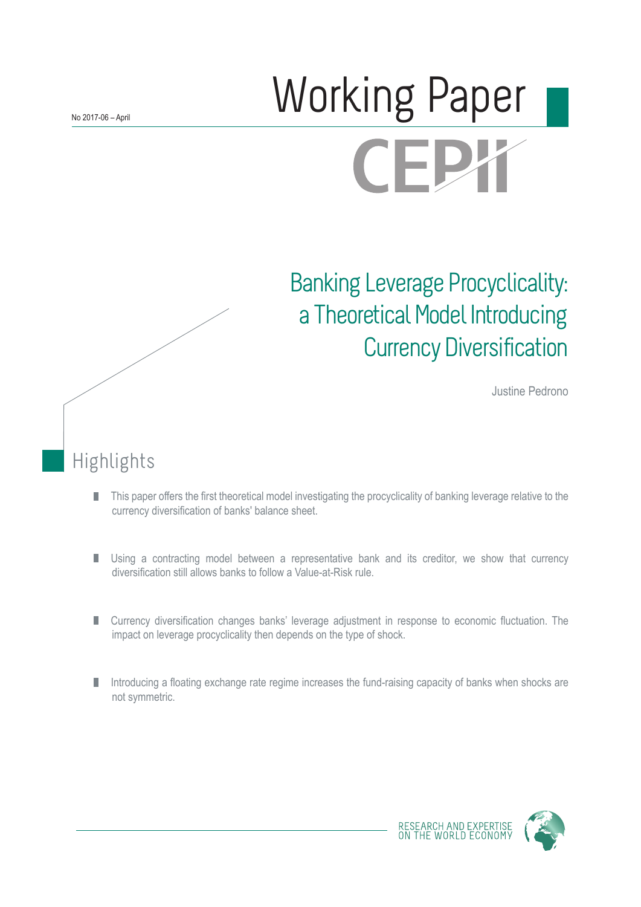No 2017-06 – April

# Working Paper

CEPII

## Banking Leverage Procyclicality: a Theoretical Model Introducing Currency Diversification

Justine Pedrono

## Highlights

- This paper offers the first theoretical model investigating the procyclicality of banking leverage relative to the currency diversification of banks' balance sheet.
- Using a contracting model between a representative bank and its creditor, we show that currency diversification still allows banks to follow a Value-at-Risk rule.
- Currency diversification changes banks' leverage adjustment in response to economic fluctuation. The impact on leverage procyclicality then depends on the type of shock.
- Introducing a floating exchange rate regime increases the fund-raising capacity of banks when shocks are not symmetric.

RESEARCH AND EXPERTISE ON THE WORLD ECONOMY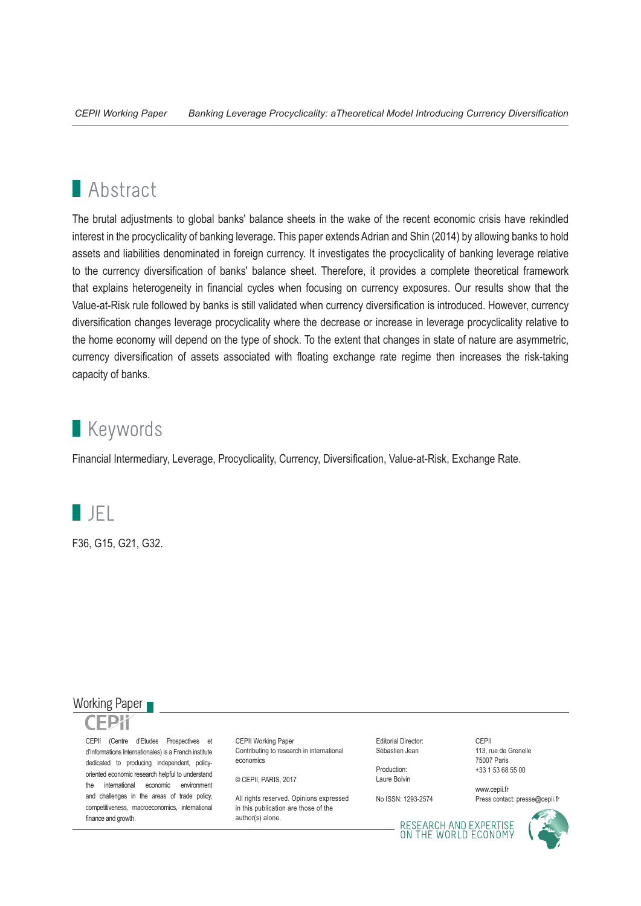# Abstract

The brutal adjustments to global banks' balance sheets in the wake of the recent economic crisis have rekindled interest in the procyclicality of banking leverage. This paper extends Adrian and Shin (2014) by allowing banks to hold assets and liabilities denominated in foreign currency. It investigates the procyclicality of banking leverage relative to the currency diversification of banks' balance sheet. Therefore, it provides a complete theoretical framework that explains heterogeneity in financial cycles when focusing on currency exposures. Our results show that the Value-at-Risk rule followed by banks is still validated when currency diversification is introduced. However, currency diversification changes leverage procyclicality where the decrease or increase in leverage procyclicality relative to the home economy will depend on the type of shock. To the extent that changes in state of nature are asymmetric, currency diversification of assets associated with floating exchange rate regime then increases the risk-taking capacity of banks.

# Keywords

Financial Intermediary, Leverage, Procyclicality, Currency, Diversification, Value-at-Risk, Exchange Rate.

# JEL

F36, G15, G21, G32.

Working Paper

CEPII

CEPII (Centre d'Etudes Prospectives et d'Informations Internationales) is a French institute dedicated to producing independent, policy-oriented economic research helpful to understand the international economic environment and challenges in the areas of trade policy, competitiveness, macroeconomics, international finance and growth.

CEPII Working Paper
Contributing to research in international economics

© CEPII, PARIS, 2017

All rights reserved. Opinions expressed in this publication are those of the author(s) alone.

Editorial Director:
Sébastien Jean

Production:
Laure Boivin

No ISSN: 1293-2574

CEPII
113, rue de Grenelle
75007 Paris
+33 1 53 68 55 00

www.cepii.fr
Press contact: presse@cepii.fr

RESEARCH AND EXPERTISE ON THE WORLD ECONOMY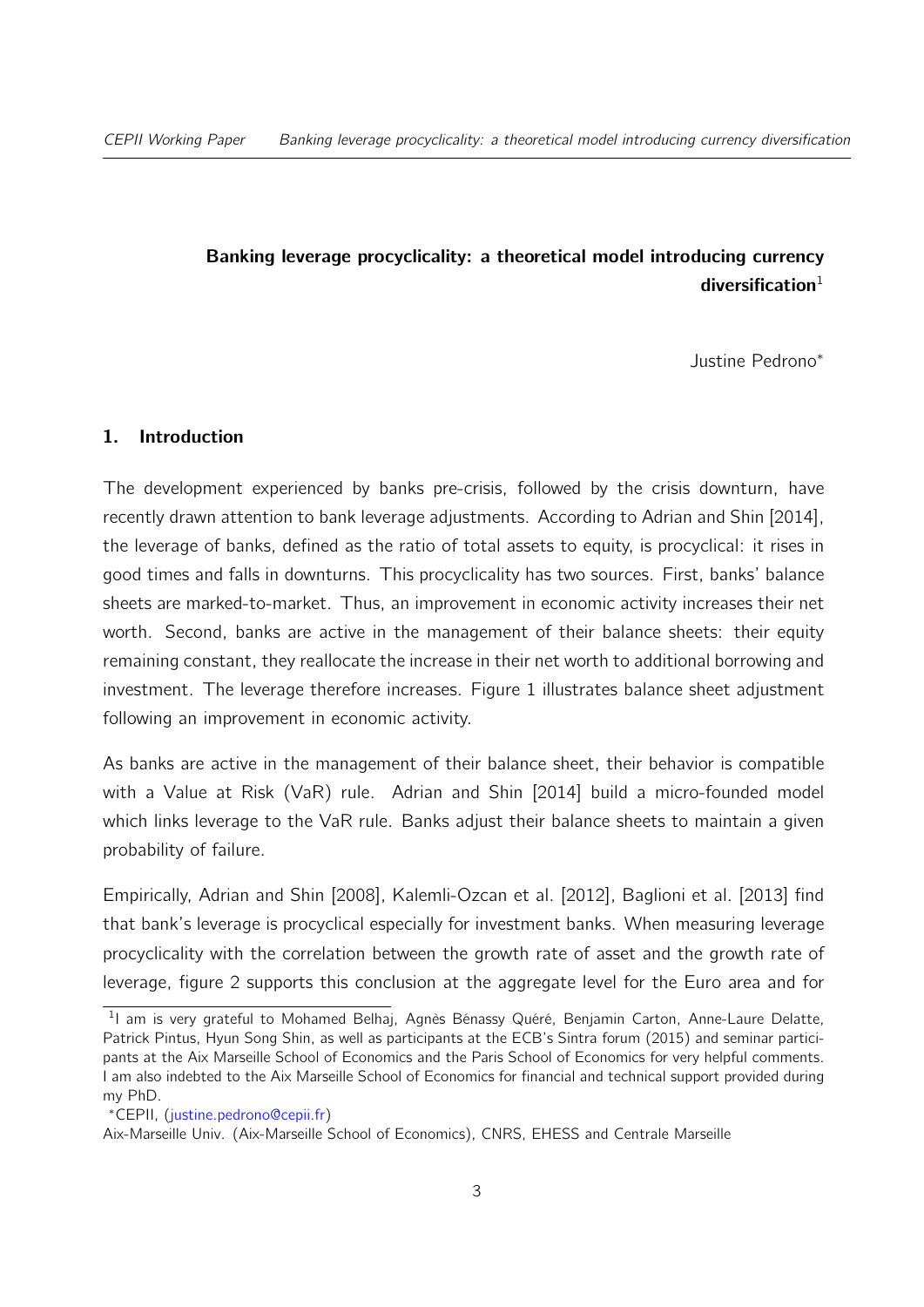# Banking leverage procyclicality: a theoretical model introducing currency diversification[1]

Justine Pedrono*

## 1. Introduction

The development experienced by banks pre-crisis, followed by the crisis downturn, have recently drawn attention to bank leverage adjustments. According to Adrian and Shin [2014], the leverage of banks, defined as the ratio of total assets to equity, is procyclical: it rises in good times and falls in downturns. This procyclicality has two sources. First, banks' balance sheets are marked-to-market. Thus, an improvement in economic activity increases their net worth. Second, banks are active in the management of their balance sheets: their equity remaining constant, they reallocate the increase in their net worth to additional borrowing and investment. The leverage therefore increases. Figure 1 illustrates balance sheet adjustment following an improvement in economic activity.

As banks are active in the management of their balance sheet, their behavior is compatible with a Value at Risk (VaR) rule. Adrian and Shin [2014] build a micro-founded model which links leverage to the VaR rule. Banks adjust their balance sheets to maintain a given probability of failure.

Empirically, Adrian and Shin [2008], Kalemli-Ozcan et al. [2012], Baglioni et al. [2013] find that bank's leverage is procyclical especially for investment banks. When measuring leverage procyclicality with the correlation between the growth rate of asset and the growth rate of leverage, figure 2 supports this conclusion at the aggregate level for the Euro area and for

---

[1] I am is very grateful to Mohamed Belhaj, Agnès Bénassy Quéré, Benjamin Carton, Anne-Laure Delatte, Patrick Pintus, Hyun Song Shin, as well as participants at the ECB's Sintra forum (2015) and seminar participants at the Aix Marseille School of Economics and the Paris School of Economics for very helpful comments. I am also indebted to the Aix Marseille School of Economics for financial and technical support provided during my PhD.

*CEPII, (justine.pedrono@cepii.fr)

Aix-Marseille Univ. (Aix-Marseille School of Economics), CNRS, EHESS and Centrale Marseille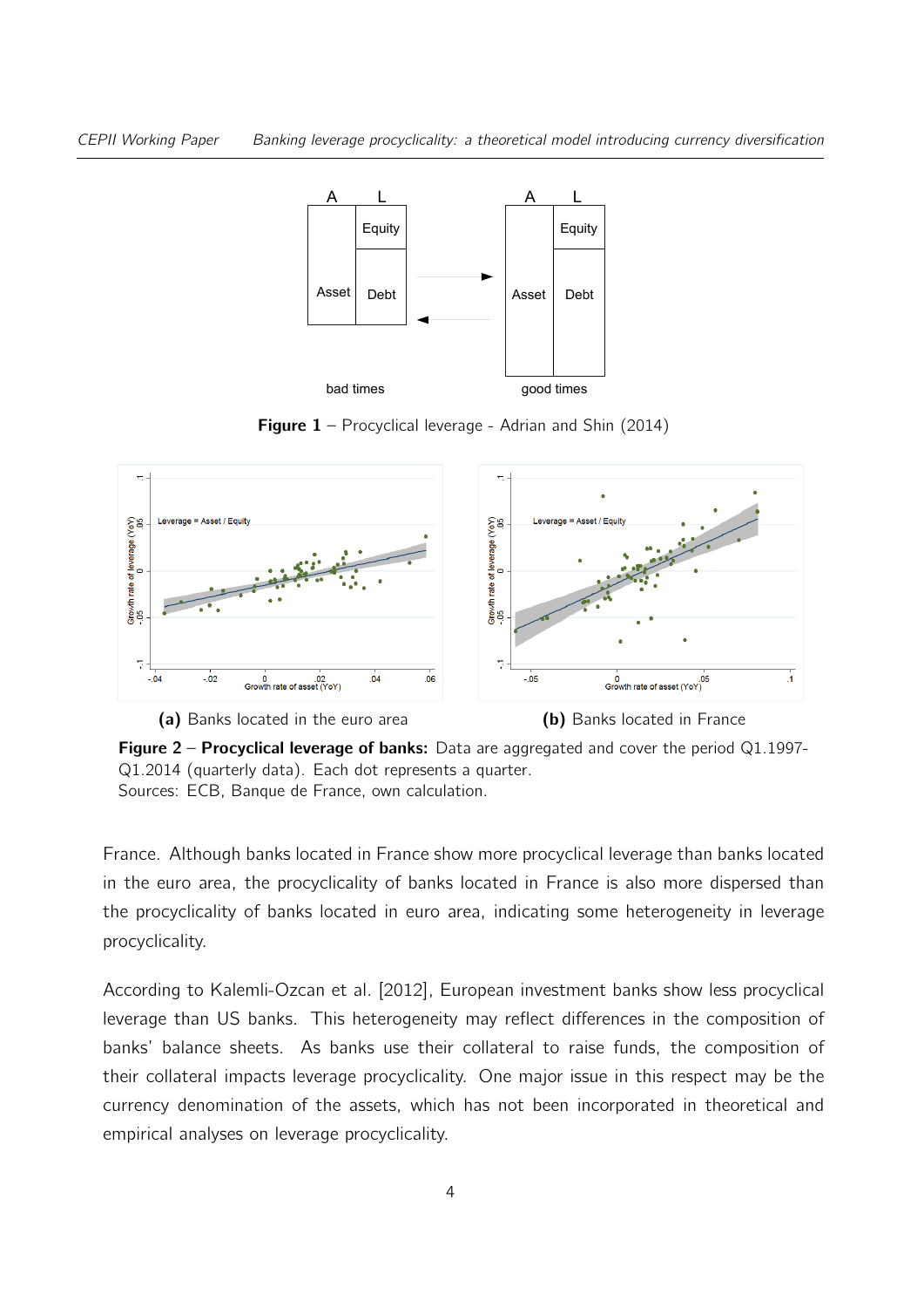A L

Equity

Asset Debt

A L

Equity

Asset Debt

bad times

good times

**Figure 1** – Procyclical leverage - Adrian and Shin (2014)

Leverage = Asset / Equity

Growth rate of leverage (YoY)

Growth rate of asset (YoY)

-.1 -.05 0 .05 .1

-.04 -.02 0 .02 .04 .06

**(a)** Banks located in the euro area

Leverage = Asset / Equity

Growth rate of leverage (YoY)

Growth rate of asset (YoY)

-.1 -.05 0 .05 .1

-.05 0 .05 .1

**(b)** Banks located in France

**Figure 2** – **Procyclical leverage of banks:** Data are aggregated and cover the period Q1.1997-Q1.2014 (quarterly data). Each dot represents a quarter.
Sources: ECB, Banque de France, own calculation.

France. Although banks located in France show more procyclical leverage than banks located in the euro area, the procyclicality of banks located in France is also more dispersed than the procyclicality of banks located in euro area, indicating some heterogeneity in leverage procyclicality.

According to Kalemli-Ozcan et al. [2012], European investment banks show less procyclical leverage than US banks. This heterogeneity may reflect differences in the composition of banks' balance sheets. As banks use their collateral to raise funds, the composition of their collateral impacts leverage procyclicality. One major issue in this respect may be the currency denomination of the assets, which has not been incorporated in theoretical and empirical analyses on leverage procyclicality.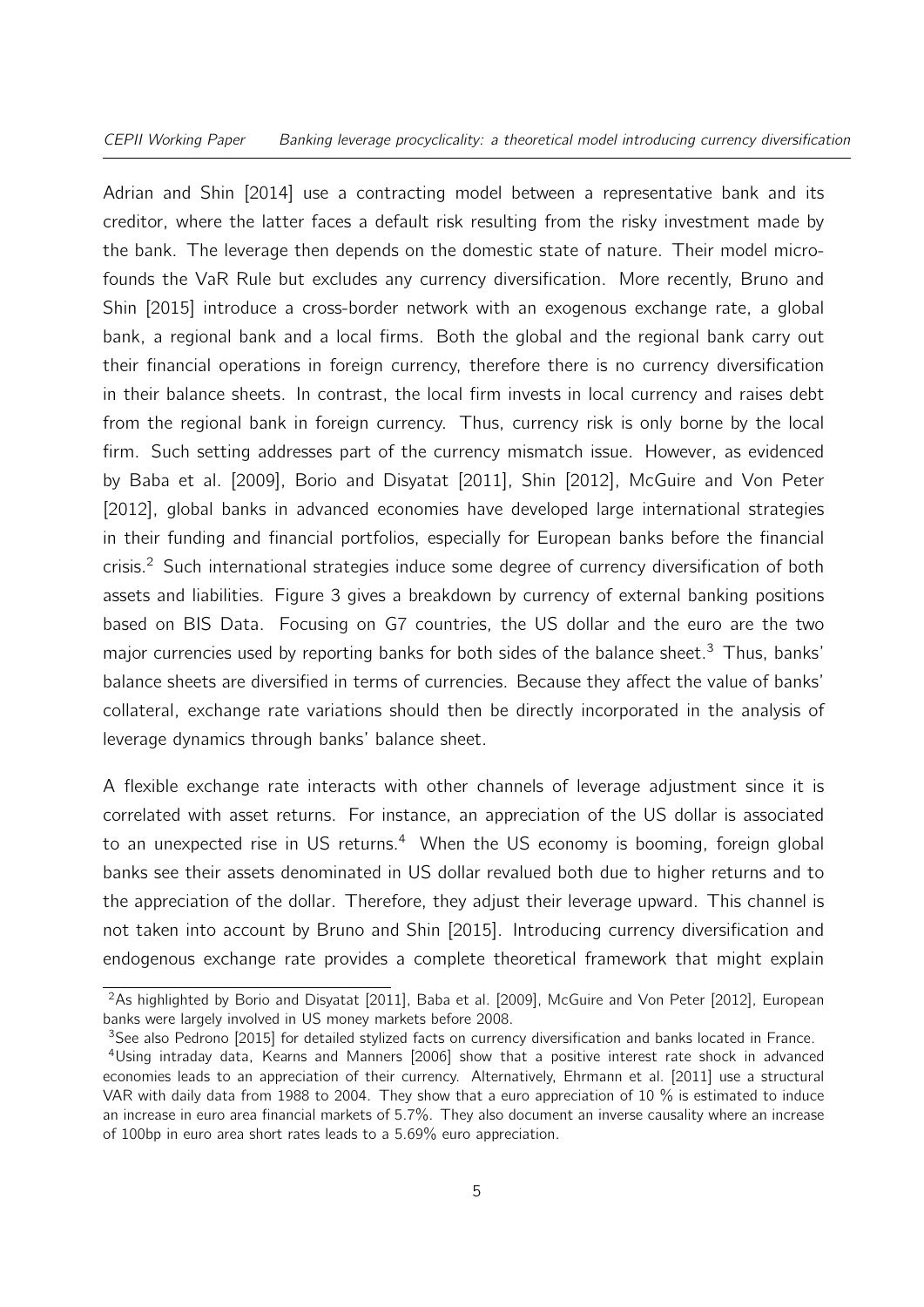Adrian and Shin [2014] use a contracting model between a representative bank and its creditor, where the latter faces a default risk resulting from the risky investment made by the bank. The leverage then depends on the domestic state of nature. Their model micro-founds the VaR Rule but excludes any currency diversification. More recently, Bruno and Shin [2015] introduce a cross-border network with an exogenous exchange rate, a global bank, a regional bank and a local firms. Both the global and the regional bank carry out their financial operations in foreign currency, therefore there is no currency diversification in their balance sheets. In contrast, the local firm invests in local currency and raises debt from the regional bank in foreign currency. Thus, currency risk is only borne by the local firm. Such setting addresses part of the currency mismatch issue. However, as evidenced by Baba et al. [2009], Borio and Disyatat [2011], Shin [2012], McGuire and Von Peter [2012], global banks in advanced economies have developed large international strategies in their funding and financial portfolios, especially for European banks before the financial crisis.[2] Such international strategies induce some degree of currency diversification of both assets and liabilities. Figure 3 gives a breakdown by currency of external banking positions based on BIS Data. Focusing on G7 countries, the US dollar and the euro are the two major currencies used by reporting banks for both sides of the balance sheet.[3] Thus, banks' balance sheets are diversified in terms of currencies. Because they affect the value of banks' collateral, exchange rate variations should then be directly incorporated in the analysis of leverage dynamics through banks' balance sheet.

A flexible exchange rate interacts with other channels of leverage adjustment since it is correlated with asset returns. For instance, an appreciation of the US dollar is associated to an unexpected rise in US returns.[4] When the US economy is booming, foreign global banks see their assets denominated in US dollar revalued both due to higher returns and to the appreciation of the dollar. Therefore, they adjust their leverage upward. This channel is not taken into account by Bruno and Shin [2015]. Introducing currency diversification and endogenous exchange rate provides a complete theoretical framework that might explain

[2] As highlighted by Borio and Disyatat [2011], Baba et al. [2009], McGuire and Von Peter [2012], European banks were largely involved in US money markets before 2008.

[3] See also Pedrono [2015] for detailed stylized facts on currency diversification and banks located in France.

[4] Using intraday data, Kearns and Manners [2006] show that a positive interest rate shock in advanced economies leads to an appreciation of their currency. Alternatively, Ehrmann et al. [2011] use a structural VAR with daily data from 1988 to 2004. They show that a euro appreciation of 10 % is estimated to induce an increase in euro area financial markets of 5.7%. They also document an inverse causality where an increase of 100bp in euro area short rates leads to a 5.69% euro appreciation.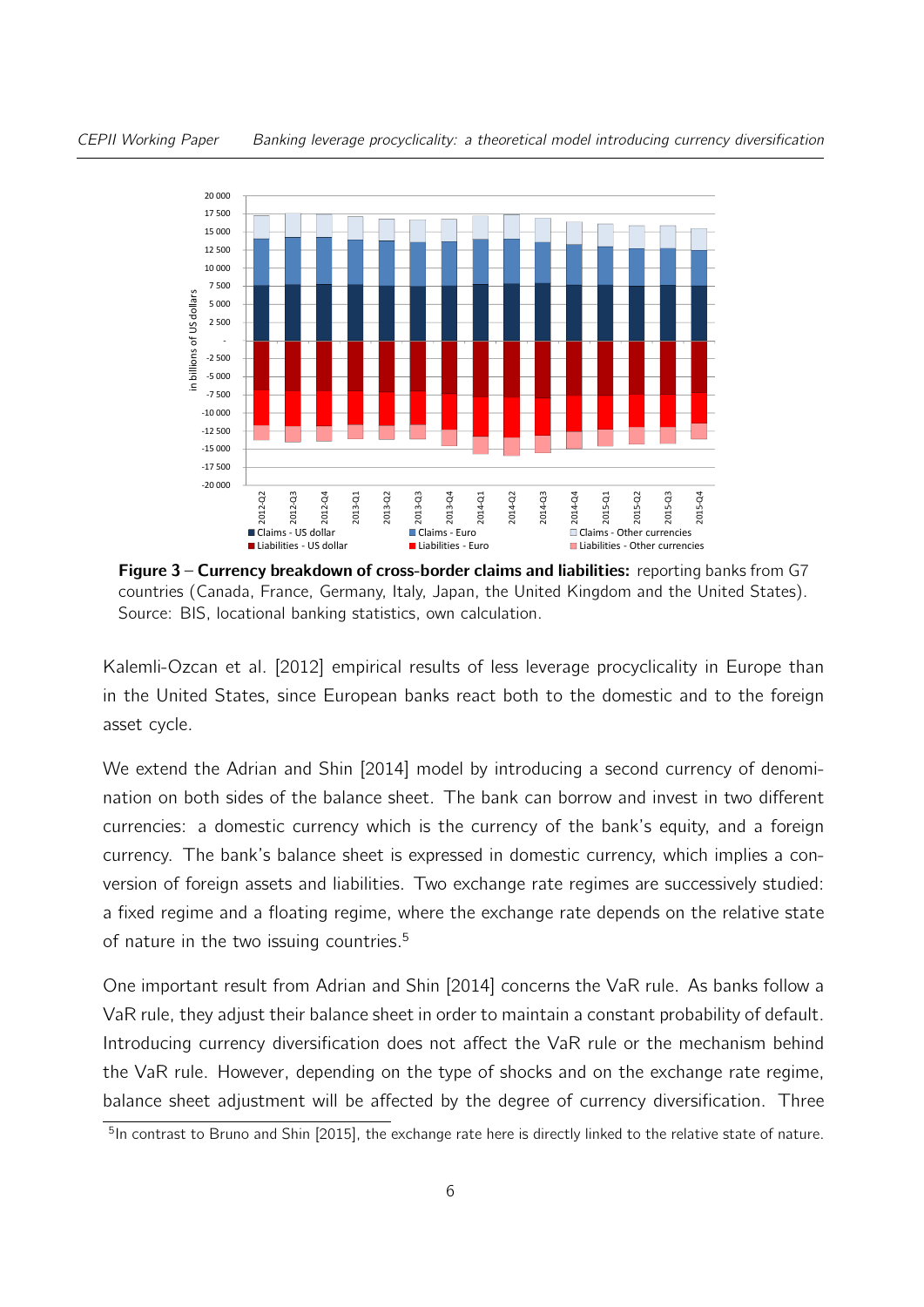20 000
17 500
15 000
12 500
10 000
7 500
5 000
2 500
-
-2 500
-5 000
-7 500
-10 000
-12 500
-15 000
-17 500
-20 000

in billions of US dollars

2012-Q2
2012-Q3
2012-Q4
2013-Q1
2013-Q2
2013-Q3
2013-Q4
2014-Q1
2014-Q2
2014-Q3
2014-Q4
2015-Q1
2015-Q2
2015-Q3
2015-Q4

Claims - US dollar
Claims - Euro
Claims - Other currencies
Liabilities - US dollar
Liabilities - Euro
Liabilities - Other currencies

**Figure 3 – Currency breakdown of cross-border claims and liabilities:** reporting banks from G7 countries (Canada, France, Germany, Italy, Japan, the United Kingdom and the United States). Source: BIS, locational banking statistics, own calculation.

Kalemli-Ozcan et al. [2012] empirical results of less leverage procyclicality in Europe than in the United States, since European banks react both to the domestic and to the foreign asset cycle.

We extend the Adrian and Shin [2014] model by introducing a second currency of denomination on both sides of the balance sheet. The bank can borrow and invest in two different currencies: a domestic currency which is the currency of the bank's equity, and a foreign currency. The bank's balance sheet is expressed in domestic currency, which implies a conversion of foreign assets and liabilities. Two exchange rate regimes are successively studied: a fixed regime and a floating regime, where the exchange rate depends on the relative state of nature in the two issuing countries.[5]

One important result from Adrian and Shin [2014] concerns the VaR rule. As banks follow a VaR rule, they adjust their balance sheet in order to maintain a constant probability of default. Introducing currency diversification does not affect the VaR rule or the mechanism behind the VaR rule. However, depending on the type of shocks and on the exchange rate regime, balance sheet adjustment will be affected by the degree of currency diversification. Three

[5] In contrast to Bruno and Shin [2015], the exchange rate here is directly linked to the relative state of nature.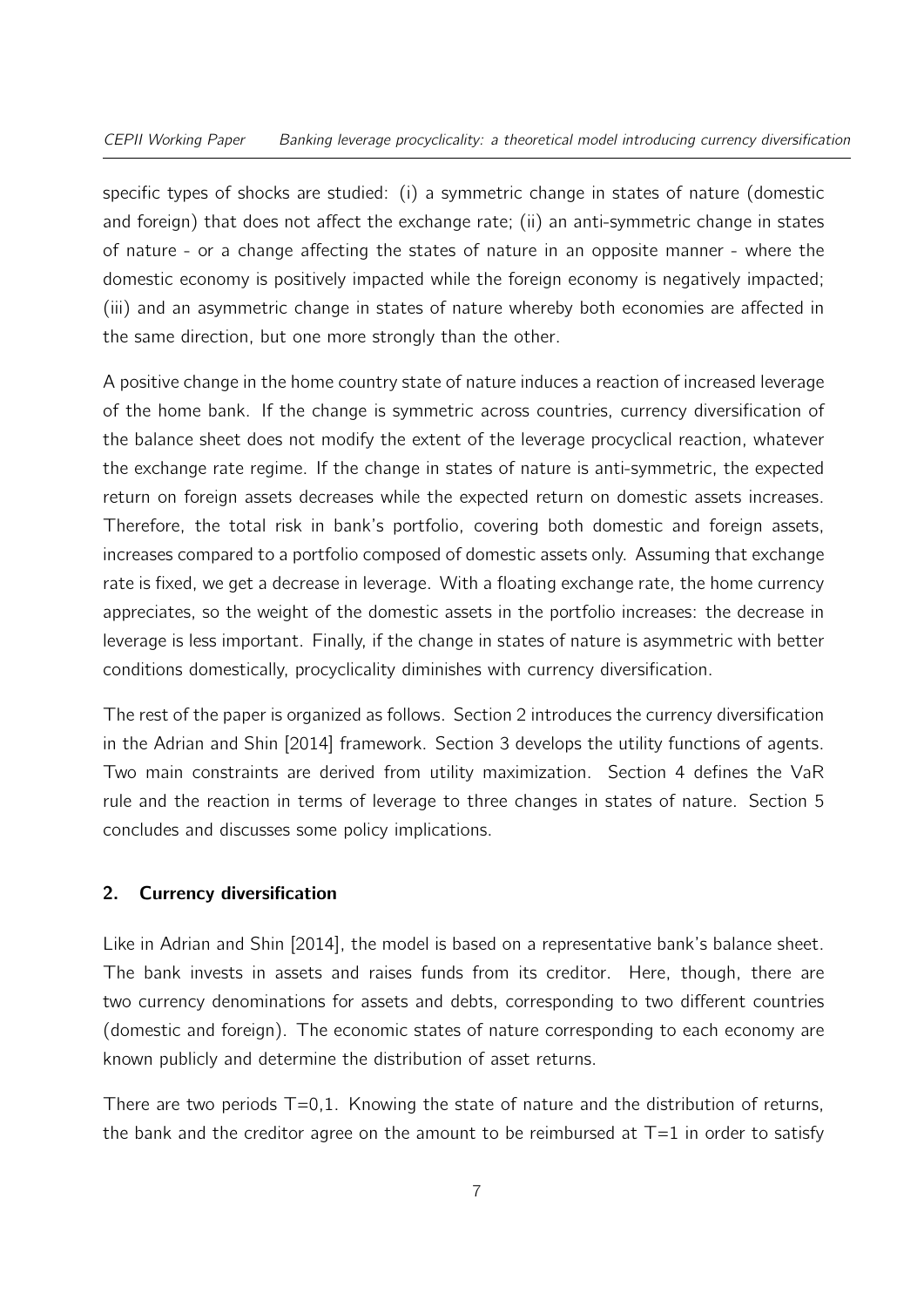specific types of shocks are studied: (i) a symmetric change in states of nature (domestic and foreign) that does not affect the exchange rate; (ii) an anti-symmetric change in states of nature - or a change affecting the states of nature in an opposite manner - where the domestic economy is positively impacted while the foreign economy is negatively impacted; (iii) and an asymmetric change in states of nature whereby both economies are affected in the same direction, but one more strongly than the other.

A positive change in the home country state of nature induces a reaction of increased leverage of the home bank. If the change is symmetric across countries, currency diversification of the balance sheet does not modify the extent of the leverage procyclical reaction, whatever the exchange rate regime. If the change in states of nature is anti-symmetric, the expected return on foreign assets decreases while the expected return on domestic assets increases. Therefore, the total risk in bank's portfolio, covering both domestic and foreign assets, increases compared to a portfolio composed of domestic assets only. Assuming that exchange rate is fixed, we get a decrease in leverage. With a floating exchange rate, the home currency appreciates, so the weight of the domestic assets in the portfolio increases: the decrease in leverage is less important. Finally, if the change in states of nature is asymmetric with better conditions domestically, procyclicality diminishes with currency diversification.

The rest of the paper is organized as follows. Section 2 introduces the currency diversification in the Adrian and Shin [2014] framework. Section 3 develops the utility functions of agents. Two main constraints are derived from utility maximization. Section 4 defines the VaR rule and the reaction in terms of leverage to three changes in states of nature. Section 5 concludes and discusses some policy implications.

## 2. Currency diversification

Like in Adrian and Shin [2014], the model is based on a representative bank's balance sheet. The bank invests in assets and raises funds from its creditor. Here, though, there are two currency denominations for assets and debts, corresponding to two different countries (domestic and foreign). The economic states of nature corresponding to each economy are known publicly and determine the distribution of asset returns.

There are two periods T=0,1. Knowing the state of nature and the distribution of returns, the bank and the creditor agree on the amount to be reimbursed at T=1 in order to satisfy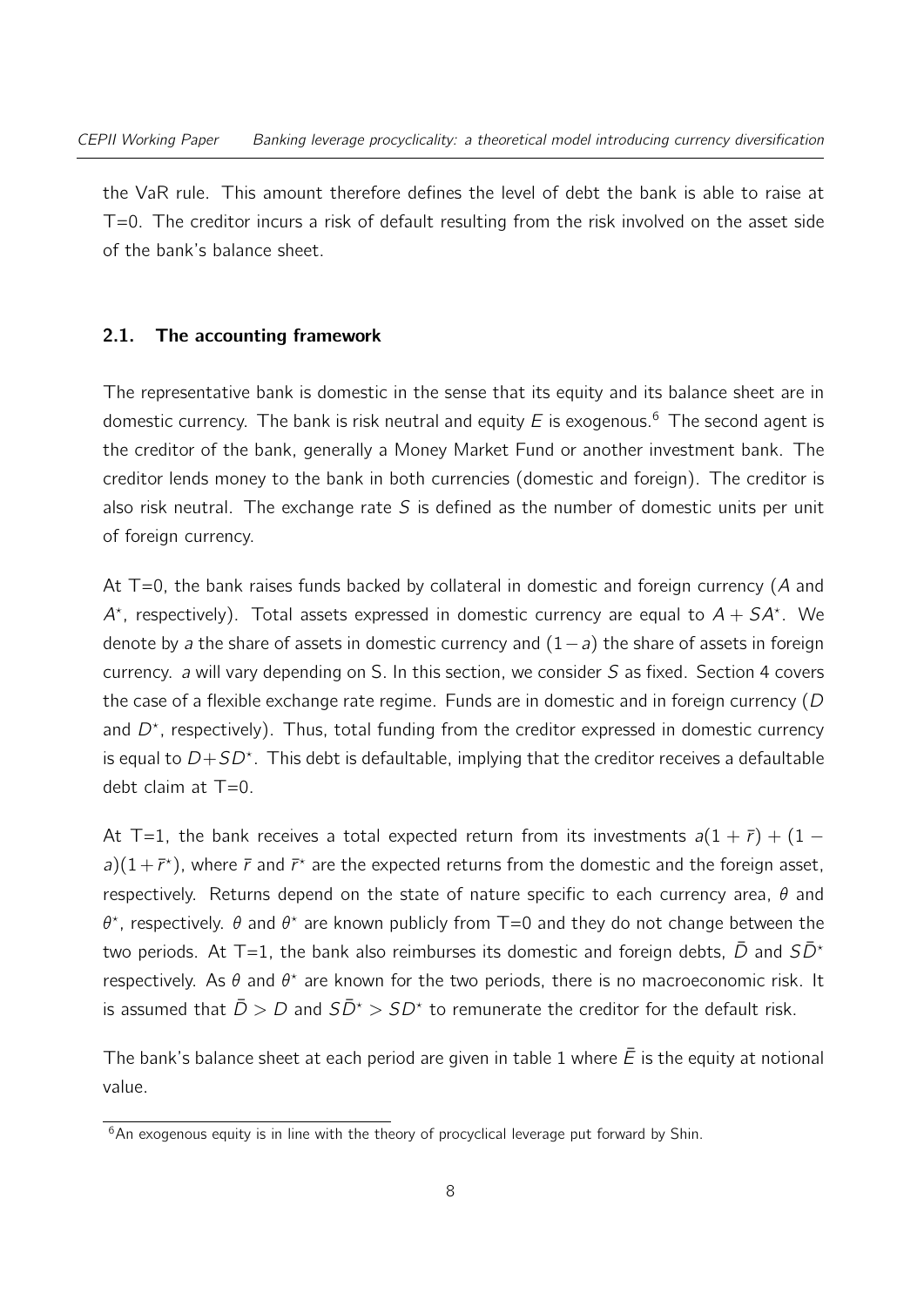the VaR rule. This amount therefore defines the level of debt the bank is able to raise at T=0. The creditor incurs a risk of default resulting from the risk involved on the asset side of the bank's balance sheet.

### 2.1. The accounting framework

The representative bank is domestic in the sense that its equity and its balance sheet are in domestic currency. The bank is risk neutral and equity $E$ is exogenous.[6] The second agent is the creditor of the bank, generally a Money Market Fund or another investment bank. The creditor lends money to the bank in both currencies (domestic and foreign). The creditor is also risk neutral. The exchange rate $S$ is defined as the number of domestic units per unit of foreign currency.

At T=0, the bank raises funds backed by collateral in domestic and foreign currency ($A$ and $A^{\star}$, respectively). Total assets expressed in domestic currency are equal to $A + SA^{\star}$. We denote by $a$ the share of assets in domestic currency and $(1-a)$ the share of assets in foreign currency. $a$ will vary depending on S. In this section, we consider $S$ as fixed. Section 4 covers the case of a flexible exchange rate regime. Funds are in domestic and in foreign currency ($D$ and $D^{\star}$, respectively). Thus, total funding from the creditor expressed in domestic currency is equal to $D+SD^{\star}$. This debt is defaultable, implying that the creditor receives a defaultable debt claim at T=0.

At T=1, the bank receives a total expected return from its investments $a(1+\bar{r}) + (1-a)(1+\bar{r}^{\star})$, where $\bar{r}$ and $\bar{r}^{\star}$ are the expected returns from the domestic and the foreign asset, respectively. Returns depend on the state of nature specific to each currency area, $\theta$ and $\theta^{\star}$, respectively. $\theta$ and $\theta^{\star}$ are known publicly from T=0 and they do not change between the two periods. At T=1, the bank also reimburses its domestic and foreign debts, $\bar{D}$ and $S\bar{D}^{\star}$ respectively. As $\theta$ and $\theta^{\star}$ are known for the two periods, there is no macroeconomic risk. It is assumed that $\bar{D} > D$ and $S\bar{D}^{\star} > SD^{\star}$ to remunerate the creditor for the default risk.

The bank's balance sheet at each period are given in table 1 where $\bar{E}$ is the equity at notional value.

[6] An exogenous equity is in line with the theory of procyclical leverage put forward by Shin.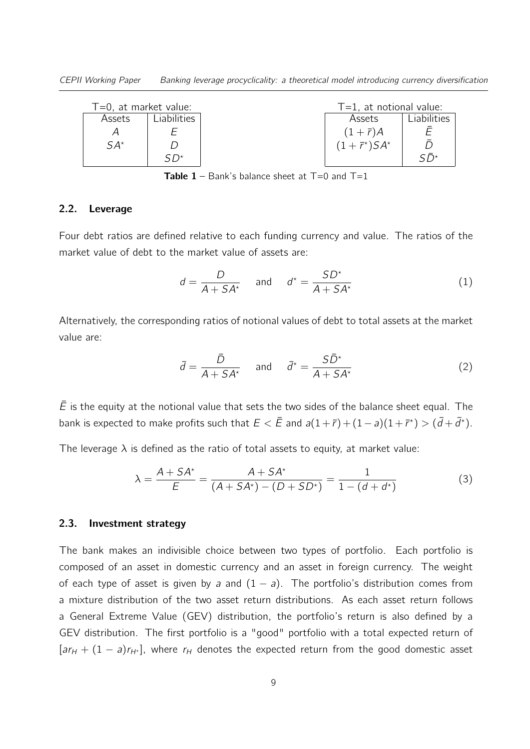| T=0, at market value: | |
|---|---|
| Assets | Liabilities |
| $A$ | $E$ |
| $SA^{\star}$ | $D$ |
| | $SD^{\star}$ |

| T=1, at notional value: | |
|---|---|
| Assets | Liabilities |
| $(1+\bar{r})A$ | $\bar{E}$ |
| $(1+\bar{r}^{\star})SA^{\star}$ | $\bar{D}$ |
| | $S\bar{D}^{\star}$ |

**Table 1** – Bank's balance sheet at T=0 and T=1

### 2.2. Leverage

Four debt ratios are defined relative to each funding currency and value. The ratios of the market value of debt to the market value of assets are:

$$d = \frac{D}{A + SA^{\star}} \quad \text{and} \quad d^{\star} = \frac{SD^{\star}}{A + SA^{\star}} \tag{1}$$

Alternatively, the corresponding ratios of notional values of debt to total assets at the market value are:

$$\bar{d} = \frac{\bar{D}}{A + SA^{\star}} \quad \text{and} \quad \bar{d}^{\star} = \frac{S\bar{D}^{\star}}{A + SA^{\star}} \tag{2}$$

$\bar{E}$ is the equity at the notional value that sets the two sides of the balance sheet equal. The bank is expected to make profits such that $E < \bar{E}$ and $a(1+\bar{r}) + (1-a)(1+\bar{r}^{\star}) > (\bar{d} + \bar{d}^{\star})$.

The leverage $\lambda$ is defined as the ratio of total assets to equity, at market value:

$$\lambda = \frac{A + SA^{\star}}{E} = \frac{A + SA^{\star}}{(A + SA^{\star}) - (D + SD^{\star})} = \frac{1}{1 - (d + d^{\star})} \tag{3}$$

### 2.3. Investment strategy

The bank makes an indivisible choice between two types of portfolio. Each portfolio is composed of an asset in domestic currency and an asset in foreign currency. The weight of each type of asset is given by $a$ and $(1-a)$. The portfolio's distribution comes from a mixture distribution of the two asset return distributions. As each asset return follows a General Extreme Value (GEV) distribution, the portfolio's return is also defined by a GEV distribution. The first portfolio is a "good" portfolio with a total expected return of $[ar_H + (1-a)r_{H^{\star}}]$, where $r_H$ denotes the expected return from the good domestic asset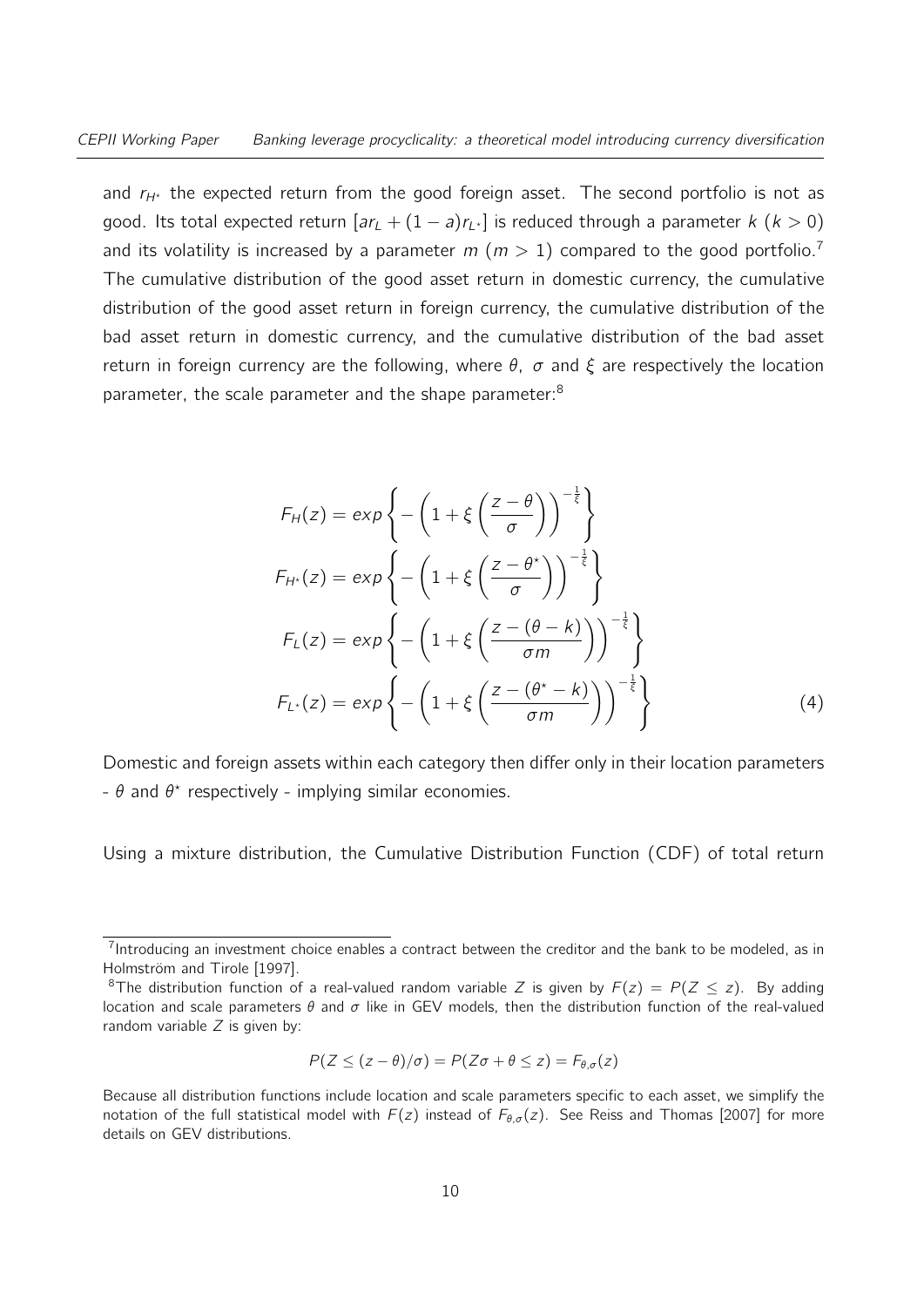and $r_{H^\star}$ the expected return from the good foreign asset. The second portfolio is not as good. Its total expected return $[ar_L + (1-a)r_{L^\star}]$ is reduced through a parameter $k$ ($k > 0$) and its volatility is increased by a parameter $m$ ($m > 1$) compared to the good portfolio.[7] The cumulative distribution of the good asset return in domestic currency, the cumulative distribution of the good asset return in foreign currency, the cumulative distribution of the bad asset return in domestic currency, and the cumulative distribution of the bad asset return in foreign currency are the following, where $\theta$, $\sigma$ and $\xi$ are respectively the location parameter, the scale parameter and the shape parameter:[8]

$$
\begin{aligned}
F_H(z) &= exp\left\{-\left(1+\xi\left(\frac{z-\theta}{\sigma}\right)\right)^{-\frac{1}{\xi}}\right\} \\
F_{H^\star}(z) &= exp\left\{-\left(1+\xi\left(\frac{z-\theta^\star}{\sigma}\right)\right)^{-\frac{1}{\xi}}\right\} \\
F_L(z) &= exp\left\{-\left(1+\xi\left(\frac{z-(\theta-k)}{\sigma m}\right)\right)^{-\frac{1}{\xi}}\right\} \\
F_{L^\star}(z) &= exp\left\{-\left(1+\xi\left(\frac{z-(\theta^\star-k)}{\sigma m}\right)\right)^{-\frac{1}{\xi}}\right\}
\end{aligned}
\tag{4}
$$

Domestic and foreign assets within each category then differ only in their location parameters - $\theta$ and $\theta^\star$ respectively - implying similar economies.

Using a mixture distribution, the Cumulative Distribution Function (CDF) of total return

---

[7] Introducing an investment choice enables a contract between the creditor and the bank to be modeled, as in Holmström and Tirole [1997].

[8] The distribution function of a real-valued random variable $Z$ is given by $F(z) = P(Z \leq z)$. By adding location and scale parameters $\theta$ and $\sigma$ like in GEV models, then the distribution function of the real-valued random variable $Z$ is given by:

$$P(Z \leq (z-\theta)/\sigma) = P(Z\sigma + \theta \leq z) = F_{\theta,\sigma}(z)$$

Because all distribution functions include location and scale parameters specific to each asset, we simplify the notation of the full statistical model with $F(z)$ instead of $F_{\theta,\sigma}(z)$. See Reiss and Thomas [2007] for more details on GEV distributions.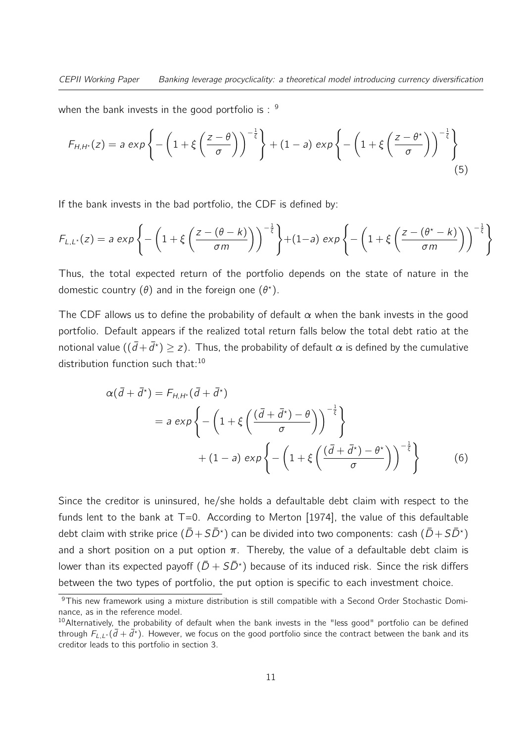when the bank invests in the good portfolio is : [9]

$$F_{H,H^{\star}}(z) = a\ exp\left\{-\left(1+\xi\left(\frac{z-\theta}{\sigma}\right)\right)^{-\frac{1}{\xi}}\right\} + (1-a)\ exp\left\{-\left(1+\xi\left(\frac{z-\theta^{\star}}{\sigma}\right)\right)^{-\frac{1}{\xi}}\right\} \tag{5}$$

If the bank invests in the bad portfolio, the CDF is defined by:

$$F_{L,L^{\star}}(z) = a\ exp\left\{-\left(1+\xi\left(\frac{z-(\theta-k)}{\sigma m}\right)\right)^{-\frac{1}{\xi}}\right\} + (1-a)\ exp\left\{-\left(1+\xi\left(\frac{z-(\theta^{\star}-k)}{\sigma m}\right)\right)^{-\frac{1}{\xi}}\right\}$$

Thus, the total expected return of the portfolio depends on the state of nature in the domestic country ($\theta$) and in the foreign one ($\theta^{\star}$).

The CDF allows us to define the probability of default $\alpha$ when the bank invests in the good portfolio. Default appears if the realized total return falls below the total debt ratio at the notional value ($(\bar{d}+\bar{d}^{\star}) \geq z$). Thus, the probability of default $\alpha$ is defined by the cumulative distribution function such that:[10]

$$\begin{aligned}
\alpha(\bar{d}+\bar{d}^{\star}) &= F_{H,H^{\star}}(\bar{d}+\bar{d}^{\star}) \\
&= a\ exp\left\{-\left(1+\xi\left(\frac{(\bar{d}+\bar{d}^{\star})-\theta}{\sigma}\right)\right)^{-\frac{1}{\xi}}\right\} \\
&\quad + (1-a)\ exp\left\{-\left(1+\xi\left(\frac{(\bar{d}+\bar{d}^{\star})-\theta^{\star}}{\sigma}\right)\right)^{-\frac{1}{\xi}}\right\}
\end{aligned} \tag{6}$$

Since the creditor is uninsured, he/she holds a defaultable debt claim with respect to the funds lent to the bank at T=0. According to Merton [1974], the value of this defaultable debt claim with strike price ($\bar{D}+S\bar{D}^{\star}$) can be divided into two components: cash ($\bar{D}+S\bar{D}^{\star}$) and a short position on a put option $\pi$. Thereby, the value of a defaultable debt claim is lower than its expected payoff ($\bar{D}+S\bar{D}^{\star}$) because of its induced risk. Since the risk differs between the two types of portfolio, the put option is specific to each investment choice.

[9] This new framework using a mixture distribution is still compatible with a Second Order Stochastic Dominance, as in the reference model.

[10] Alternatively, the probability of default when the bank invests in the "less good" portfolio can be defined through $F_{L,L^{\star}}(\bar{d}+\bar{d}^{\star})$. However, we focus on the good portfolio since the contract between the bank and its creditor leads to this portfolio in section 3.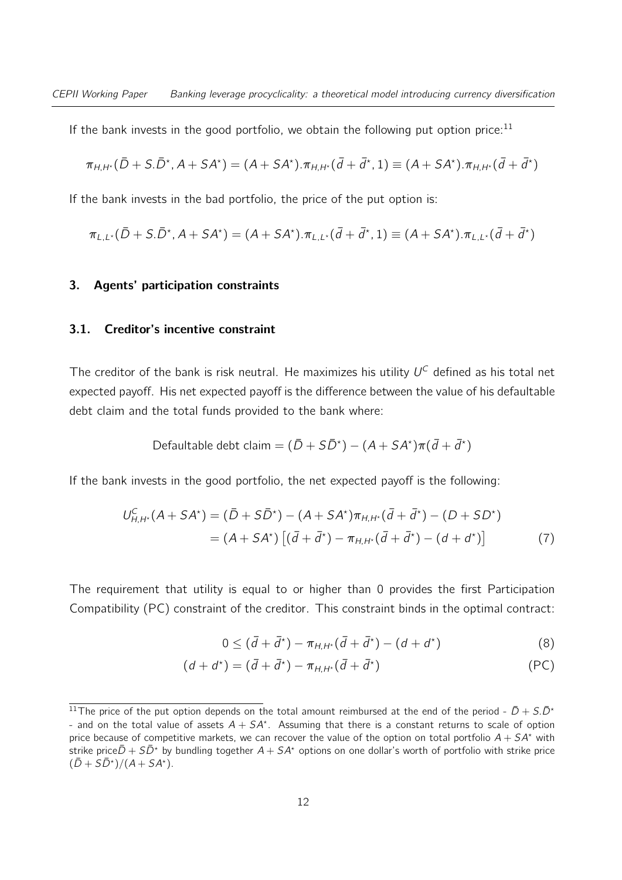If the bank invests in the good portfolio, we obtain the following put option price:[11]

$$\pi_{H,H^*}(\bar{D}+S.\bar{D}^\star, A+SA^\star) = (A+SA^\star).\pi_{H,H^*}(\bar{d}+\bar{d}^\star, 1) \equiv (A+SA^\star).\pi_{H,H^*}(\bar{d}+\bar{d}^\star)$$

If the bank invests in the bad portfolio, the price of the put option is:

$$\pi_{L,L^*}(\bar{D}+S.\bar{D}^\star, A+SA^\star) = (A+SA^\star).\pi_{L,L^*}(\bar{d}+\bar{d}^\star, 1) \equiv (A+SA^\star).\pi_{L,L^*}(\bar{d}+\bar{d}^\star)$$

## 3. Agents' participation constraints

### 3.1. Creditor's incentive constraint

The creditor of the bank is risk neutral. He maximizes his utility $U^C$ defined as his total net expected payoff. His net expected payoff is the difference between the value of his defaultable debt claim and the total funds provided to the bank where:

$$\text{Defaultable debt claim} = (\bar{D}+S\bar{D}^\star) - (A+SA^\star)\pi(\bar{d}+\bar{d}^\star)$$

If the bank invests in the good portfolio, the net expected payoff is the following:

$$\begin{aligned} U^C_{H,H^*}(A+SA^\star) &= (\bar{D}+S\bar{D}^\star) - (A+SA^\star)\pi_{H,H^*}(\bar{d}+\bar{d}^\star) - (D+SD^\star) \\ &= (A+SA^\star)\left[(\bar{d}+\bar{d}^\star) - \pi_{H,H^*}(\bar{d}+\bar{d}^\star) - (d+d^\star)\right] \end{aligned} \tag{7}$$

The requirement that utility is equal to or higher than 0 provides the first Participation Compatibility (PC) constraint of the creditor. This constraint binds in the optimal contract:

$$0 \leq (\bar{d}+\bar{d}^\star) - \pi_{H,H^*}(\bar{d}+\bar{d}^\star) - (d+d^\star) \tag{8}$$

$$(d+d^\star) = (\bar{d}+\bar{d}^\star) - \pi_{H,H^*}(\bar{d}+\bar{d}^\star) \tag{PC}$$

---

[11] The price of the put option depends on the total amount reimbursed at the end of the period - $\bar{D}+S.\bar{D}^\star$ - and on the total value of assets $A+SA^\star$. Assuming that there is a constant returns to scale of option price because of competitive markets, we can recover the value of the option on total portfolio $A+SA^\star$ with strike price $\bar{D}+S\bar{D}^\star$ by bundling together $A+SA^\star$ options on one dollar's worth of portfolio with strike price $(\bar{D}+S\bar{D}^\star)/(A+SA^\star)$.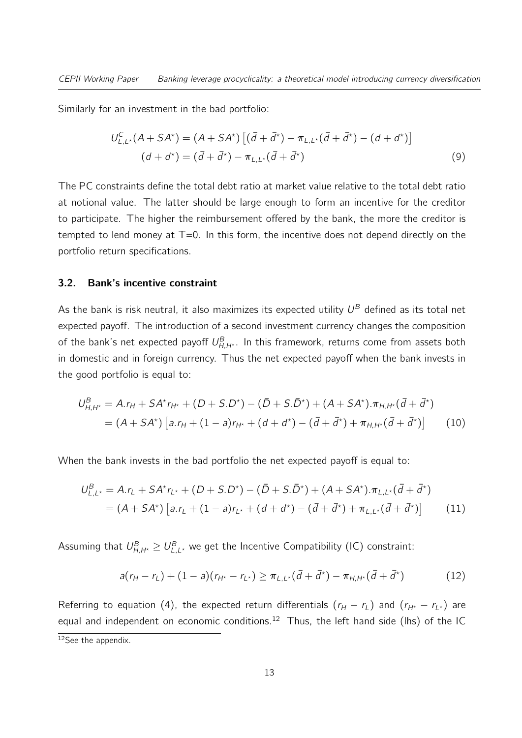Similarly for an investment in the bad portfolio:

$$
\begin{aligned}
U^C_{L,L^\star}(A + SA^\star) &= (A + SA^\star)\left[(\bar{d} + \bar{d}^\star) - \pi_{L,L^\star}(\bar{d} + \bar{d}^\star) - (d + d^\star)\right] \\
(d + d^\star) &= (\bar{d} + \bar{d}^\star) - \pi_{L,L^\star}(\bar{d} + \bar{d}^\star)
\end{aligned} \tag{9}
$$

The PC constraints define the total debt ratio at market value relative to the total debt ratio at notional value. The latter should be large enough to form an incentive for the creditor to participate. The higher the reimbursement offered by the bank, the more the creditor is tempted to lend money at T=0. In this form, the incentive does not depend directly on the portfolio return specifications.

### 3.2. Bank's incentive constraint

As the bank is risk neutral, it also maximizes its expected utility $U^B$ defined as its total net expected payoff. The introduction of a second investment currency changes the composition of the bank's net expected payoff $U^B_{H,H^\star}$. In this framework, returns come from assets both in domestic and in foreign currency. Thus the net expected payoff when the bank invests in the good portfolio is equal to:

$$
\begin{aligned}
U^B_{H,H^\star} &= A.r_H + SA^\star r_{H^\star} + (D + S.D^\star) - (\bar{D} + S.\bar{D}^\star) + (A + SA^\star).\pi_{H,H^\star}(\bar{d} + \bar{d}^\star) \\
&= (A + SA^\star)\left[a.r_H + (1-a)r_{H^\star} + (d + d^\star) - (\bar{d} + \bar{d}^\star) + \pi_{H,H^\star}(\bar{d} + \bar{d}^\star)\right]
\end{aligned} \tag{10}
$$

When the bank invests in the bad portfolio the net expected payoff is equal to:

$$
\begin{aligned}
U^B_{L,L^\star} &= A.r_L + SA^\star r_{L^\star} + (D + S.D^\star) - (\bar{D} + S.\bar{D}^\star) + (A + SA^\star).\pi_{L,L^\star}(\bar{d} + \bar{d}^\star) \\
&= (A + SA^\star)\left[a.r_L + (1-a)r_{L^\star} + (d + d^\star) - (\bar{d} + \bar{d}^\star) + \pi_{L,L^\star}(\bar{d} + \bar{d}^\star)\right]
\end{aligned} \tag{11}
$$

Assuming that $U^B_{H,H^\star} \geq U^B_{L,L^\star}$ we get the Incentive Compatibility (IC) constraint:

$$
a(r_H - r_L) + (1-a)(r_{H^\star} - r_{L^\star}) \geq \pi_{L,L^\star}(\bar{d} + \bar{d}^\star) - \pi_{H,H^\star}(\bar{d} + \bar{d}^\star) \tag{12}
$$

Referring to equation (4), the expected return differentials $(r_H - r_L)$ and $(r_{H^\star} - r_{L^\star})$ are equal and independent on economic conditions.[12] Thus, the left hand side (lhs) of the IC

[12] See the appendix.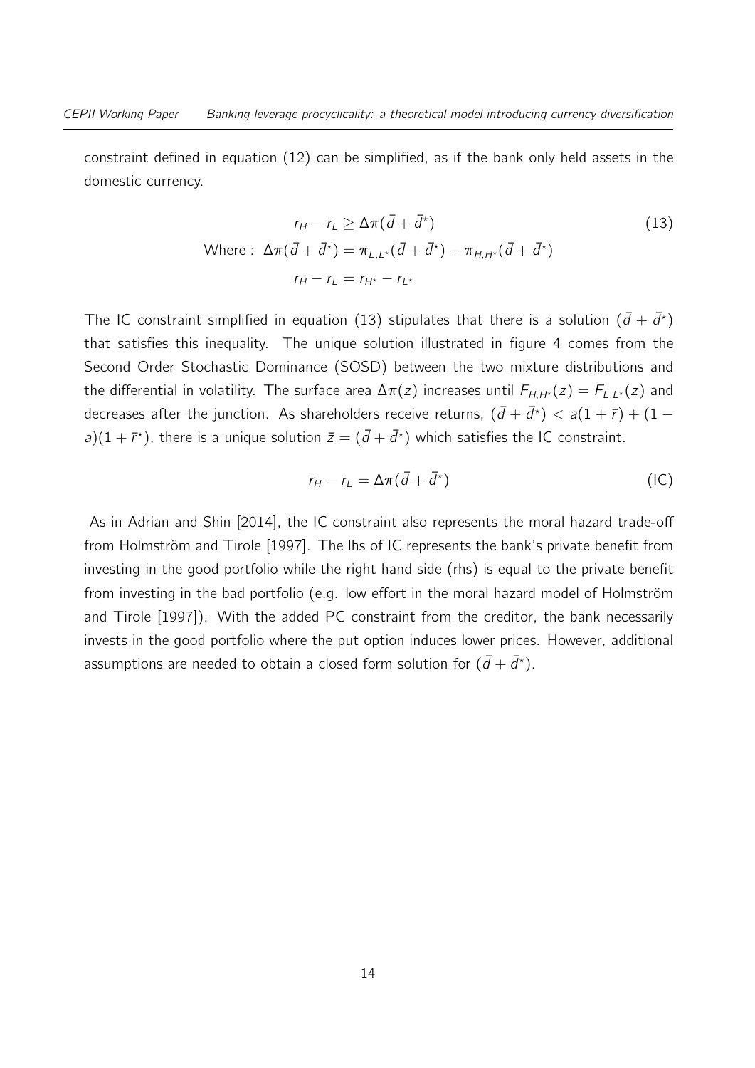constraint defined in equation (12) can be simplified, as if the bank only held assets in the domestic currency.

$$
\begin{aligned}
r_H - r_L &\geq \Delta\pi(\bar{d} + \bar{d}^{\star}) \\
\text{Where}: \ \Delta\pi(\bar{d} + \bar{d}^{\star}) &= \pi_{L,L^{\star}}(\bar{d} + \bar{d}^{\star}) - \pi_{H,H^{\star}}(\bar{d} + \bar{d}^{\star}) \\
r_H - r_L &= r_{H^{\star}} - r_{L^{\star}}
\end{aligned} \tag{13}
$$

The IC constraint simplified in equation (13) stipulates that there is a solution $(\bar{d} + \bar{d}^{\star})$ that satisfies this inequality. The unique solution illustrated in figure 4 comes from the Second Order Stochastic Dominance (SOSD) between the two mixture distributions and the differential in volatility. The surface area $\Delta\pi(z)$ increases until $F_{H,H^{\star}}(z) = F_{L,L^{\star}}(z)$ and decreases after the junction. As shareholders receive returns, $(\bar{d} + \bar{d}^{\star}) < a(1 + \bar{r}) + (1 - a)(1 + \bar{r}^{\star})$, there is a unique solution $\bar{z} = (\bar{d} + \bar{d}^{\star})$ which satisfies the IC constraint.

$$
r_H - r_L = \Delta\pi(\bar{d} + \bar{d}^{\star}) \tag{IC}
$$

As in Adrian and Shin [2014], the IC constraint also represents the moral hazard trade-off from Holmström and Tirole [1997]. The lhs of IC represents the bank's private benefit from investing in the good portfolio while the right hand side (rhs) is equal to the private benefit from investing in the bad portfolio (e.g. low effort in the moral hazard model of Holmström and Tirole [1997]). With the added PC constraint from the creditor, the bank necessarily invests in the good portfolio where the put option induces lower prices. However, additional assumptions are needed to obtain a closed form solution for $(\bar{d} + \bar{d}^{\star})$.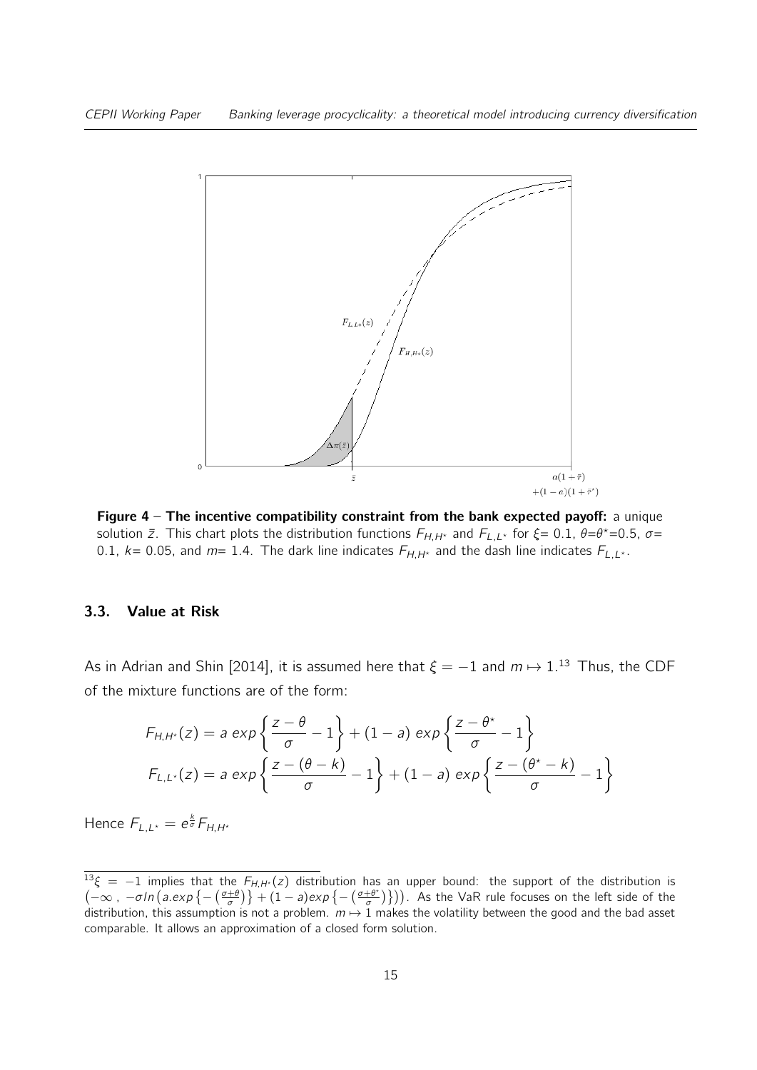1

0

$F_{L,L*}(z)$

$F_{H,H*}(z)$

$\Delta\pi(\bar{z})$

$\bar{z}$

$a(1+\bar{r})$
$+(1-a)(1+\bar{r}^*)$

**Figure 4 – The incentive compatibility constraint from the bank expected payoff:** a unique solution $\bar{z}$. This chart plots the distribution functions $F_{H,H^\star}$ and $F_{L,L^\star}$ for $\xi$= 0.1, $\theta$=$\theta^\star$=0.5, $\sigma$= 0.1, $k$= 0.05, and $m$= 1.4. The dark line indicates $F_{H,H^\star}$ and the dash line indicates $F_{L,L^\star}$.

### 3.3. Value at Risk

As in Adrian and Shin [2014], it is assumed here that $\xi = -1$ and $m \mapsto 1$.[13] Thus, the CDF of the mixture functions are of the form:

$$F_{H,H^\star}(z) = a\ exp\left\{\frac{z-\theta}{\sigma} - 1\right\} + (1-a)\ exp\left\{\frac{z-\theta^\star}{\sigma} - 1\right\}$$

$$F_{L,L^\star}(z) = a\ exp\left\{\frac{z-(\theta-k)}{\sigma} - 1\right\} + (1-a)\ exp\left\{\frac{z-(\theta^\star-k)}{\sigma} - 1\right\}$$

Hence $F_{L,L^\star} = e^{\frac{k}{\sigma}} F_{H,H^\star}$

[13] $\xi = -1$ implies that the $F_{H,H^\star}(z)$ distribution has an upper bound: the support of the distribution is $\left(-\infty\ ,\ -\sigma ln\left(a.exp\left\{-\left(\frac{\sigma+\theta}{\sigma}\right)\right\} + (1-a)exp\left\{-\left(\frac{\sigma+\theta^\star}{\sigma}\right)\right\}\right)\right)$. As the VaR rule focuses on the left side of the distribution, this assumption is not a problem. $m \mapsto 1$ makes the volatility between the good and the bad asset comparable. It allows an approximation of a closed form solution.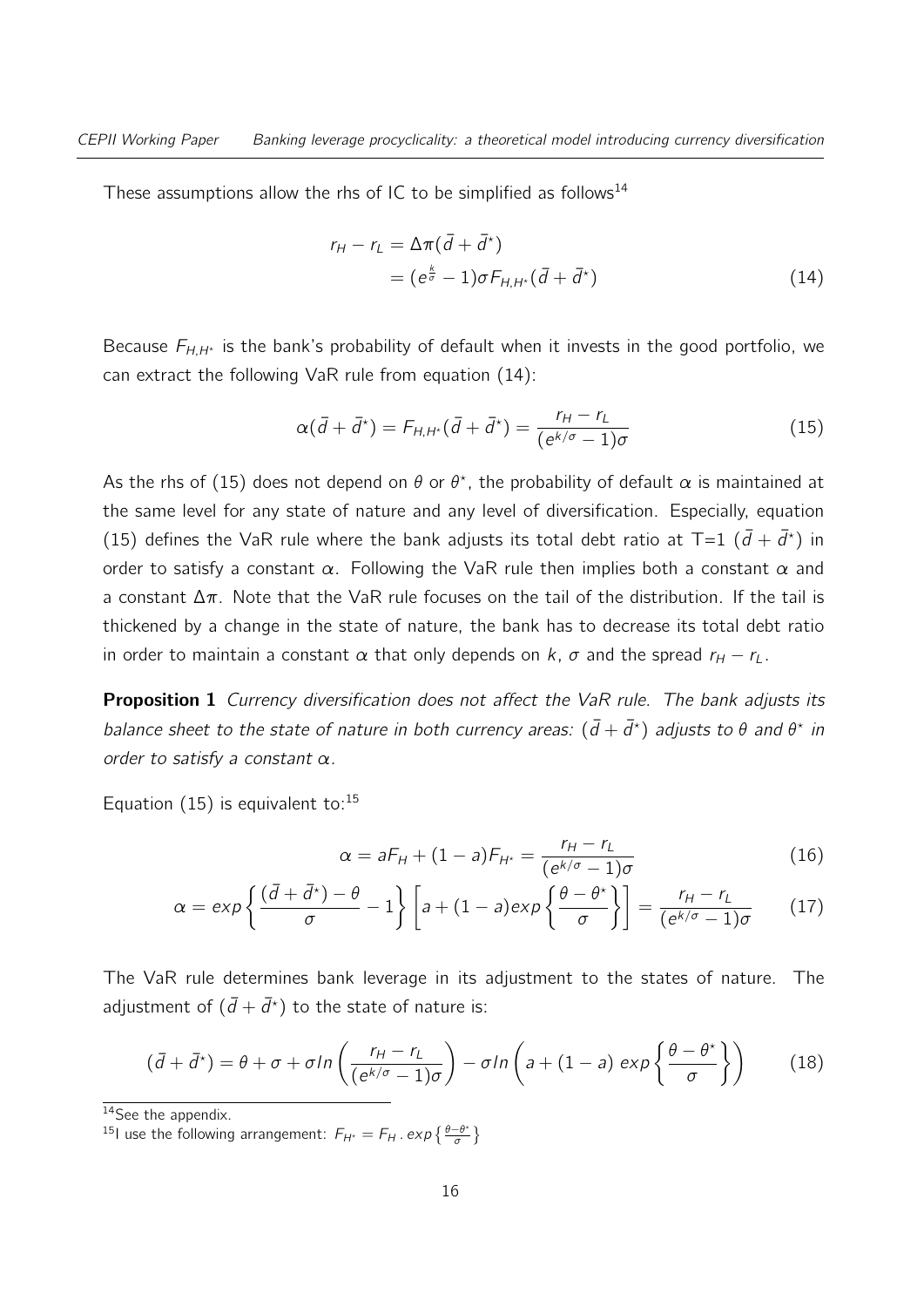These assumptions allow the rhs of IC to be simplified as follows[14]

$$
\begin{aligned}
r_H - r_L &= \Delta\pi(\bar{d} + \bar{d}^{\star}) \\
&= (e^{\frac{k}{\sigma}} - 1)\sigma F_{H,H^{\star}}(\bar{d} + \bar{d}^{\star})
\end{aligned}
\tag{14}
$$

Because $F_{H,H^{\star}}$ is the bank's probability of default when it invests in the good portfolio, we can extract the following VaR rule from equation (14):

$$
\alpha(\bar{d} + \bar{d}^{\star}) = F_{H,H^{\star}}(\bar{d} + \bar{d}^{\star}) = \frac{r_H - r_L}{(e^{k/\sigma} - 1)\sigma}
\tag{15}
$$

As the rhs of (15) does not depend on $\theta$ or $\theta^{\star}$, the probability of default $\alpha$ is maintained at the same level for any state of nature and any level of diversification. Especially, equation (15) defines the VaR rule where the bank adjusts its total debt ratio at T=1 $(\bar{d} + \bar{d}^{\star})$ in order to satisfy a constant $\alpha$. Following the VaR rule then implies both a constant $\alpha$ and a constant $\Delta\pi$. Note that the VaR rule focuses on the tail of the distribution. If the tail is thickened by a change in the state of nature, the bank has to decrease its total debt ratio in order to maintain a constant $\alpha$ that only depends on $k$, $\sigma$ and the spread $r_H - r_L$.

**Proposition 1** *Currency diversification does not affect the VaR rule. The bank adjusts its balance sheet to the state of nature in both currency areas: $(\bar{d} + \bar{d}^{\star})$ adjusts to $\theta$ and $\theta^{\star}$ in order to satisfy a constant $\alpha$.*

Equation (15) is equivalent to:[15]

$$
\alpha = aF_H + (1 - a)F_{H^{\star}} = \frac{r_H - r_L}{(e^{k/\sigma} - 1)\sigma}
\tag{16}
$$

$$
\alpha = exp\left\{\frac{(\bar{d} + \bar{d}^{\star}) - \theta}{\sigma} - 1\right\}\left[a + (1 - a)exp\left\{\frac{\theta - \theta^{\star}}{\sigma}\right\}\right] = \frac{r_H - r_L}{(e^{k/\sigma} - 1)\sigma}
\tag{17}
$$

The VaR rule determines bank leverage in its adjustment to the states of nature. The adjustment of $(\bar{d} + \bar{d}^{\star})$ to the state of nature is:

$$
(\bar{d} + \bar{d}^{\star}) = \theta + \sigma + \sigma ln\left(\frac{r_H - r_L}{(e^{k/\sigma} - 1)\sigma}\right) - \sigma ln\left(a + (1 - a)\ exp\left\{\frac{\theta - \theta^{\star}}{\sigma}\right\}\right)
\tag{18}
$$

[14] See the appendix.

[15] I use the following arrangement: $F_{H^{\star}} = F_H \,.\, exp\{\frac{\theta - \theta^{\star}}{\sigma}\}$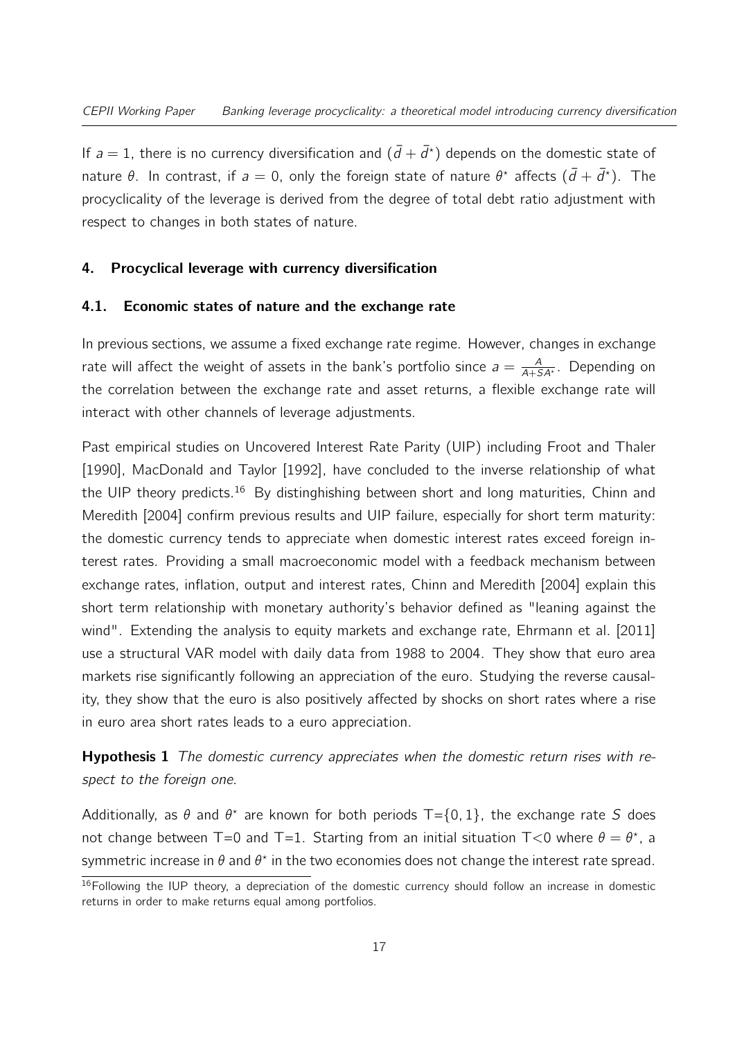If $a = 1$, there is no currency diversification and $(\bar{d} + \bar{d}^{\star})$ depends on the domestic state of nature $\theta$. In contrast, if $a = 0$, only the foreign state of nature $\theta^{\star}$ affects $(\bar{d} + \bar{d}^{\star})$. The procyclicality of the leverage is derived from the degree of total debt ratio adjustment with respect to changes in both states of nature.

## 4. Procyclical leverage with currency diversification

### 4.1. Economic states of nature and the exchange rate

In previous sections, we assume a fixed exchange rate regime. However, changes in exchange rate will affect the weight of assets in the bank's portfolio since $a = \frac{A}{A+SA^{\star}}$. Depending on the correlation between the exchange rate and asset returns, a flexible exchange rate will interact with other channels of leverage adjustments.

Past empirical studies on Uncovered Interest Rate Parity (UIP) including Froot and Thaler [1990], MacDonald and Taylor [1992], have concluded to the inverse relationship of what the UIP theory predicts.[16] By distinghishing between short and long maturities, Chinn and Meredith [2004] confirm previous results and UIP failure, especially for short term maturity: the domestic currency tends to appreciate when domestic interest rates exceed foreign interest rates. Providing a small macroeconomic model with a feedback mechanism between exchange rates, inflation, output and interest rates, Chinn and Meredith [2004] explain this short term relationship with monetary authority's behavior defined as "leaning against the wind". Extending the analysis to equity markets and exchange rate, Ehrmann et al. [2011] use a structural VAR model with daily data from 1988 to 2004. They show that euro area markets rise significantly following an appreciation of the euro. Studying the reverse causality, they show that the euro is also positively affected by shocks on short rates where a rise in euro area short rates leads to a euro appreciation.

**Hypothesis 1** *The domestic currency appreciates when the domestic return rises with respect to the foreign one.*

Additionally, as $\theta$ and $\theta^{\star}$ are known for both periods T=$\{0, 1\}$, the exchange rate $S$ does not change between T=0 and T=1. Starting from an initial situation T<0 where $\theta = \theta^{\star}$, a symmetric increase in $\theta$ and $\theta^{\star}$ in the two economies does not change the interest rate spread.

[16] Following the IUP theory, a depreciation of the domestic currency should follow an increase in domestic returns in order to make returns equal among portfolios.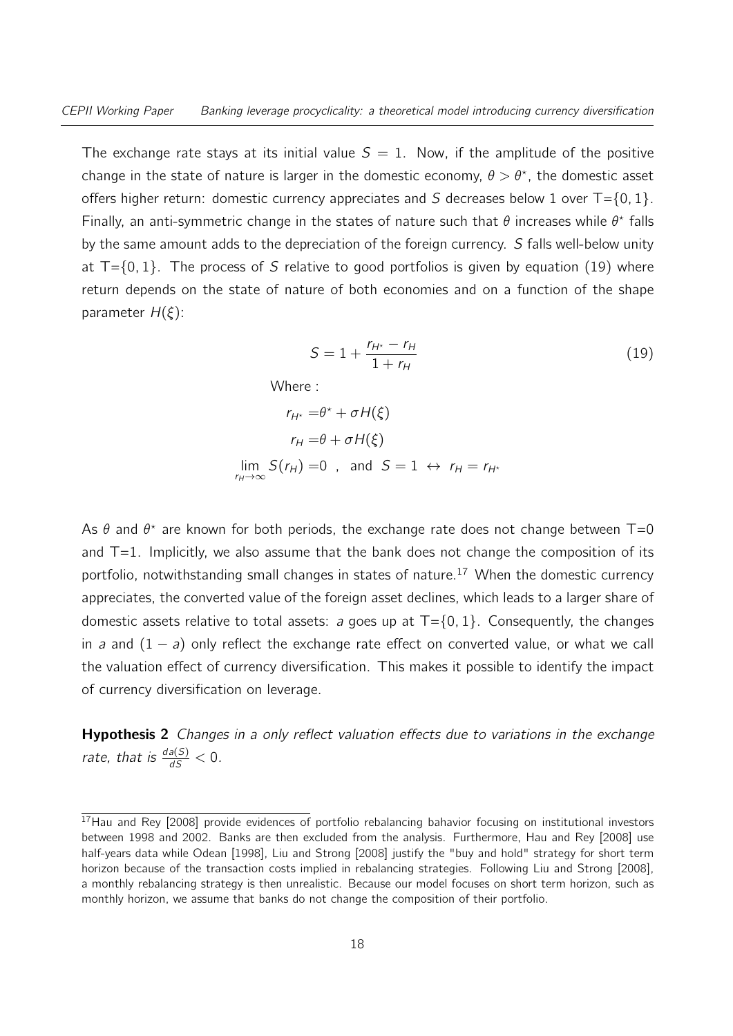The exchange rate stays at its initial value $S = 1$. Now, if the amplitude of the positive change in the state of nature is larger in the domestic economy, $\theta > \theta^{\star}$, the domestic asset offers higher return: domestic currency appreciates and $S$ decreases below 1 over T=$\{0, 1\}$. Finally, an anti-symmetric change in the states of nature such that $\theta$ increases while $\theta^{\star}$ falls by the same amount adds to the depreciation of the foreign currency. $S$ falls well-below unity at T=$\{0, 1\}$. The process of $S$ relative to good portfolios is given by equation (19) where return depends on the state of nature of both economies and on a function of the shape parameter $H(\xi)$:

$$S = 1 + \frac{r_{H^{\star}} - r_H}{1 + r_H} \tag{19}$$

Where :

$$r_{H^{\star}} = \theta^{\star} + \sigma H(\xi)$$

$$r_H = \theta + \sigma H(\xi)$$

$$\lim_{r_H \to \infty} S(r_H) = 0 \ , \ \text{ and } \ S = 1 \leftrightarrow r_H = r_{H^{\star}}$$

As $\theta$ and $\theta^{\star}$ are known for both periods, the exchange rate does not change between T=0 and T=1. Implicitly, we also assume that the bank does not change the composition of its portfolio, notwithstanding small changes in states of nature.[17] When the domestic currency appreciates, the converted value of the foreign asset declines, which leads to a larger share of domestic assets relative to total assets: $a$ goes up at T=$\{0, 1\}$. Consequently, the changes in $a$ and $(1 - a)$ only reflect the exchange rate effect on converted value, or what we call the valuation effect of currency diversification. This makes it possible to identify the impact of currency diversification on leverage.

**Hypothesis 2** *Changes in a only reflect valuation effects due to variations in the exchange rate, that is* $\frac{da(S)}{dS} < 0$.

[17] Hau and Rey [2008] provide evidences of portfolio rebalancing bahavior focusing on institutional investors between 1998 and 2002. Banks are then excluded from the analysis. Furthermore, Hau and Rey [2008] use half-years data while Odean [1998], Liu and Strong [2008] justify the "buy and hold" strategy for short term horizon because of the transaction costs implied in rebalancing strategies. Following Liu and Strong [2008], a monthly rebalancing strategy is then unrealistic. Because our model focuses on short term horizon, such as monthly horizon, we assume that banks do not change the composition of their portfolio.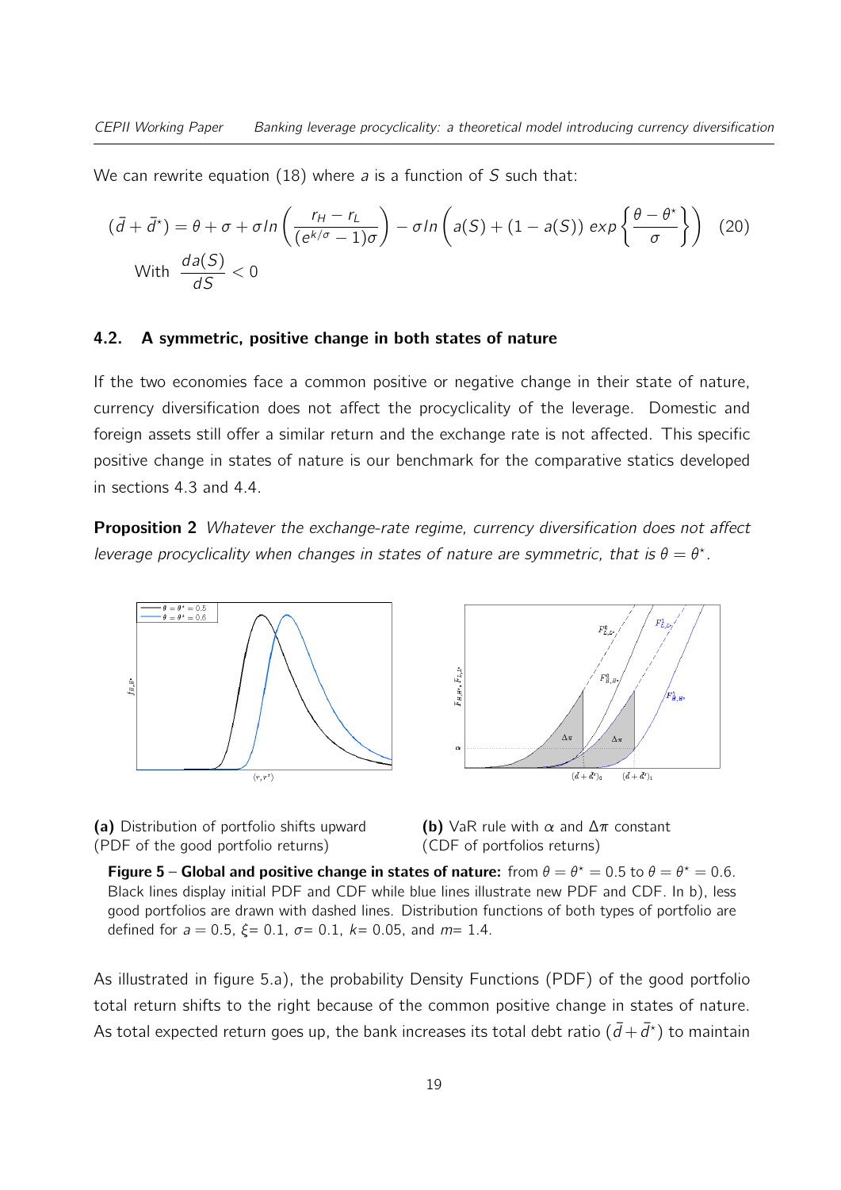We can rewrite equation (18) where $a$ is a function of $S$ such that:

$$(\bar{d}+\bar{d}^{\star}) = \theta + \sigma + \sigma ln\left(\frac{r_H - r_L}{(e^{k/\sigma}-1)\sigma}\right) - \sigma ln\left(a(S) + (1-a(S))\, exp\left\{\frac{\theta-\theta^{\star}}{\sigma}\right\}\right) \quad (20)$$

$$\text{With } \frac{da(S)}{dS} < 0$$

## 4.2. A symmetric, positive change in both states of nature

If the two economies face a common positive or negative change in their state of nature, currency diversification does not affect the procyclicality of the leverage. Domestic and foreign assets still offer a similar return and the exchange rate is not affected. This specific positive change in states of nature is our benchmark for the comparative statics developed in sections 4.3 and 4.4.

**Proposition 2** *Whatever the exchange-rate regime, currency diversification does not affect leverage procyclicality when changes in states of nature are symmetric, that is $\theta = \theta^{\star}$.*

$\theta = \theta^{\star} = 0.5$
$\theta = \theta^{\star} = 0.6$
$f_{H,H^{\star}}$
$(r, r^{\star})$

(a) Distribution of portfolio shifts upward (PDF of the good portfolio returns)

$F^0_{L,L^{\star}}$
$F^1_{L,L^{\star}}$
$F^0_{H,H^{\star}}$
$F^1_{H,H^{\star}}$
$F_{H,H^{\star}}, F_{L,L^{\star}}$
$\alpha$
$\Delta\pi$
$\Delta\pi$
$(\bar{d}+\bar{d}^{\star})_0$
$(\bar{d}+\bar{d}^{\star})_1$

(b) VaR rule with $\alpha$ and $\Delta\pi$ constant (CDF of portfolios returns)

**Figure 5 – Global and positive change in states of nature:** from $\theta = \theta^{\star} = 0.5$ to $\theta = \theta^{\star} = 0.6$. Black lines display initial PDF and CDF while blue lines illustrate new PDF and CDF. In b), less good portfolios are drawn with dashed lines. Distribution functions of both types of portfolio are defined for $a = 0.5$, $\xi = 0.1$, $\sigma = 0.1$, $k = 0.05$, and $m = 1.4$.

As illustrated in figure 5.a), the probability Density Functions (PDF) of the good portfolio total return shifts to the right because of the common positive change in states of nature. As total expected return goes up, the bank increases its total debt ratio $(\bar{d}+\bar{d}^{\star})$ to maintain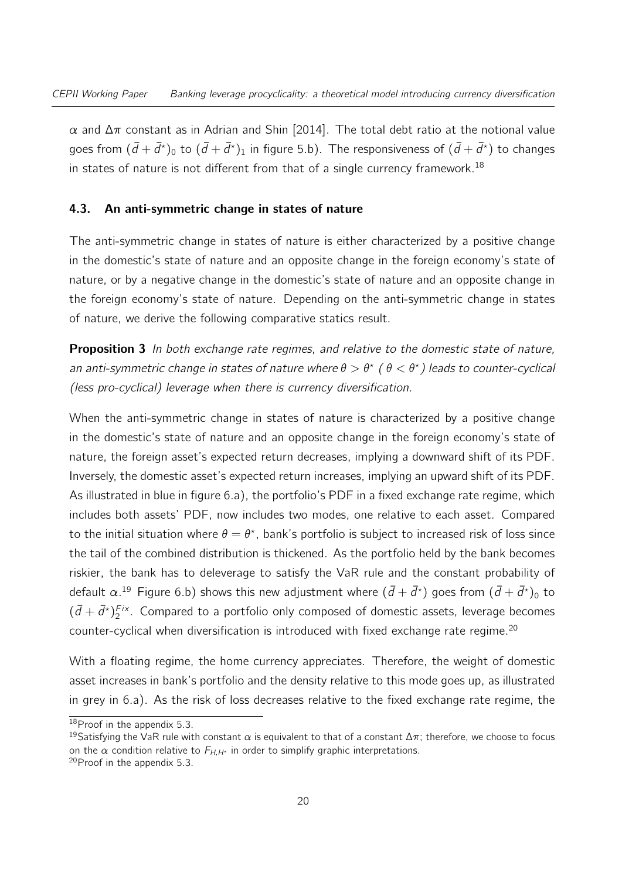$\alpha$ and $\Delta\pi$ constant as in Adrian and Shin [2014]. The total debt ratio at the notional value goes from $(\bar{d}+\bar{d}^{\star})_0$ to $(\bar{d}+\bar{d}^{\star})_1$ in figure 5.b). The responsiveness of $(\bar{d}+\bar{d}^{\star})$ to changes in states of nature is not different from that of a single currency framework.[18]

### 4.3. An anti-symmetric change in states of nature

The anti-symmetric change in states of nature is either characterized by a positive change in the domestic's state of nature and an opposite change in the foreign economy's state of nature, or by a negative change in the domestic's state of nature and an opposite change in the foreign economy's state of nature. Depending on the anti-symmetric change in states of nature, we derive the following comparative statics result.

**Proposition 3** *In both exchange rate regimes, and relative to the domestic state of nature, an anti-symmetric change in states of nature where $\theta > \theta^{\star}$ ( $\theta < \theta^{\star}$ ) leads to counter-cyclical (less pro-cyclical) leverage when there is currency diversification.*

When the anti-symmetric change in states of nature is characterized by a positive change in the domestic's state of nature and an opposite change in the foreign economy's state of nature, the foreign asset's expected return decreases, implying a downward shift of its PDF. Inversely, the domestic asset's expected return increases, implying an upward shift of its PDF. As illustrated in blue in figure 6.a), the portfolio's PDF in a fixed exchange rate regime, which includes both assets' PDF, now includes two modes, one relative to each asset. Compared to the initial situation where $\theta = \theta^{\star}$, bank's portfolio is subject to increased risk of loss since the tail of the combined distribution is thickened. As the portfolio held by the bank becomes riskier, the bank has to deleverage to satisfy the VaR rule and the constant probability of default $\alpha$.[19] Figure 6.b) shows this new adjustment where $(\bar{d}+\bar{d}^{\star})$ goes from $(\bar{d}+\bar{d}^{\star})_0$ to $(\bar{d}+\bar{d}^{\star})_2^{Fix}$. Compared to a portfolio only composed of domestic assets, leverage becomes counter-cyclical when diversification is introduced with fixed exchange rate regime.[20]

With a floating regime, the home currency appreciates. Therefore, the weight of domestic asset increases in bank's portfolio and the density relative to this mode goes up, as illustrated in grey in 6.a). As the risk of loss decreases relative to the fixed exchange rate regime, the

[18] Proof in the appendix 5.3.

[19] Satisfying the VaR rule with constant $\alpha$ is equivalent to that of a constant $\Delta\pi$; therefore, we choose to focus on the $\alpha$ condition relative to $F_{H,H^{\star}}$ in order to simplify graphic interpretations.

[20] Proof in the appendix 5.3.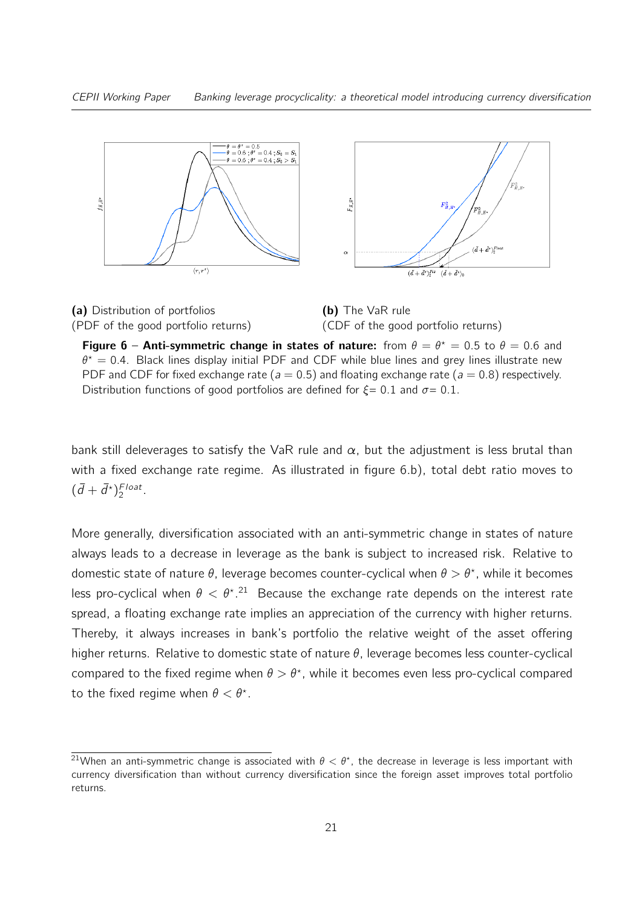$\theta = \theta^{\star} = 0.5$
$\theta = 0.6$ ; $\theta^{\star} = 0.4$ ; $S_0 = S_1$
$\theta = 0.6$ ; $\theta^{\star} = 0.4$ ; $S_0 > S_1$

$f_{\bar{H},\bar{H}^{\star}}$

$(r, r^{\star})$

$F_{\bar{H},\bar{H}^{\star}}$

$F^2_{\bar{H},\bar{H}^{\star}}$

$F^0_{\bar{H},\bar{H}^{\star}}$

$F^2_{\bar{H},\bar{H}^{\star}}$

$\alpha$

$(\bar{d} + \bar{d}^{\star})_2^{Float}$

$(\bar{d} + \bar{d}^{\star})_2^{Fix}$

$(\bar{d} + \bar{d}^{\star})_0$

**(a)** Distribution of portfolios
(PDF of the good portfolio returns)

**(b)** The VaR rule
(CDF of the good portfolio returns)

**Figure 6 – Anti-symmetric change in states of nature:** from $\theta = \theta^{\star} = 0.5$ to $\theta = 0.6$ and $\theta^{\star} = 0.4$. Black lines display initial PDF and CDF while blue lines and grey lines illustrate new PDF and CDF for fixed exchange rate ($a = 0.5$) and floating exchange rate ($a = 0.8$) respectively. Distribution functions of good portfolios are defined for $\xi$= 0.1 and $\sigma$= 0.1.

bank still deleverages to satisfy the VaR rule and $\alpha$, but the adjustment is less brutal than with a fixed exchange rate regime. As illustrated in figure 6.b), total debt ratio moves to $(\bar{d} + \bar{d}^{\star})_2^{Float}$.

More generally, diversification associated with an anti-symmetric change in states of nature always leads to a decrease in leverage as the bank is subject to increased risk. Relative to domestic state of nature $\theta$, leverage becomes counter-cyclical when $\theta > \theta^{\star}$, while it becomes less pro-cyclical when $\theta < \theta^{\star}$.[21] Because the exchange rate depends on the interest rate spread, a floating exchange rate implies an appreciation of the currency with higher returns. Thereby, it always increases in bank's portfolio the relative weight of the asset offering higher returns. Relative to domestic state of nature $\theta$, leverage becomes less counter-cyclical compared to the fixed regime when $\theta > \theta^{\star}$, while it becomes even less pro-cyclical compared to the fixed regime when $\theta < \theta^{\star}$.

[21] When an anti-symmetric change is associated with $\theta < \theta^{\star}$, the decrease in leverage is less important with currency diversification than without currency diversification since the foreign asset improves total portfolio returns.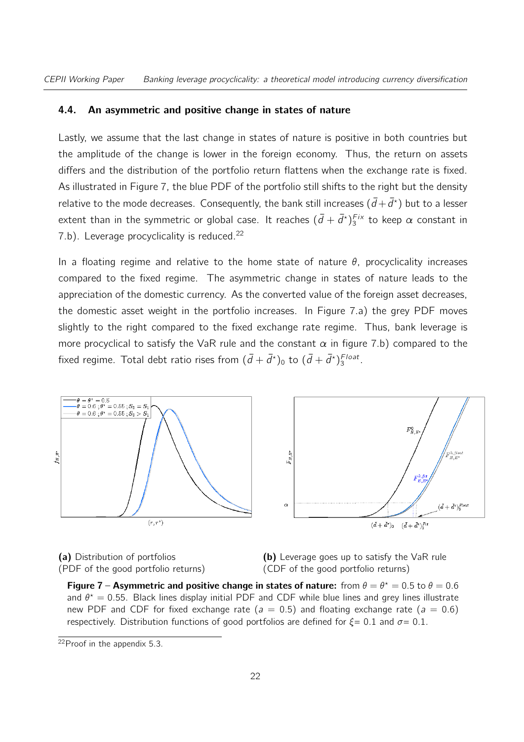### 4.4. An asymmetric and positive change in states of nature

Lastly, we assume that the last change in states of nature is positive in both countries but the amplitude of the change is lower in the foreign economy. Thus, the return on assets differs and the distribution of the portfolio return flattens when the exchange rate is fixed. As illustrated in Figure 7, the blue PDF of the portfolio still shifts to the right but the density relative to the mode decreases. Consequently, the bank still increases $(\bar{d}+\bar{d}^{\star})$ but to a lesser extent than in the symmetric or global case. It reaches $(\bar{d}+\bar{d}^{\star})_3^{Fix}$ to keep $\alpha$ constant in 7.b). Leverage procyclicality is reduced.[22]

In a floating regime and relative to the home state of nature $\theta$, procyclicality increases compared to the fixed regime. The asymmetric change in states of nature leads to the appreciation of the domestic currency. As the converted value of the foreign asset decreases, the domestic asset weight in the portfolio increases. In Figure 7.a) the grey PDF moves slightly to the right compared to the fixed exchange rate regime. Thus, bank leverage is more procyclical to satisfy the VaR rule and the constant $\alpha$ in figure 7.b) compared to the fixed regime. Total debt ratio rises from $(\bar{d}+\bar{d}^{\star})_0$ to $(\bar{d}+\bar{d}^{\star})_3^{Float}$.

$\theta = \theta^{\star} = 0.5$
$\theta = 0.6 ; \theta^{\star} = 0.55 ; S_0 = S_1$
$\theta = 0.6 ; \theta^{\star} = 0.55 ; S_0 > S_1$
$f_{H,H^{\star}}$
$(r, r^{\star})$

$F_{H,H^{\star}}$
$F^0_{H,H^{\star}}$
$F^{3,float}_{H,H^{\star}}$
$F^{3,fix}_{H,H^{\star}}$
$\alpha$
$(\bar{d}+\bar{d}^{\star})_3^{Float}$
$(\bar{d}+\bar{d}^{\star})_0$ $(\bar{d}+\bar{d}^{\star})_3^{Fix}$

**(a)** Distribution of portfolios (PDF of the good portfolio returns)

**(b)** Leverage goes up to satisfy the VaR rule (CDF of the good portfolio returns)

**Figure 7** – **Asymmetric and positive change in states of nature:** from $\theta = \theta^{\star} = 0.5$ to $\theta = 0.6$ and $\theta^{\star} = 0.55$. Black lines display initial PDF and CDF while blue lines and grey lines illustrate new PDF and CDF for fixed exchange rate ($a = 0.5$) and floating exchange rate ($a = 0.6$) respectively. Distribution functions of good portfolios are defined for $\xi = 0.1$ and $\sigma = 0.1$.

[22] Proof in the appendix 5.3.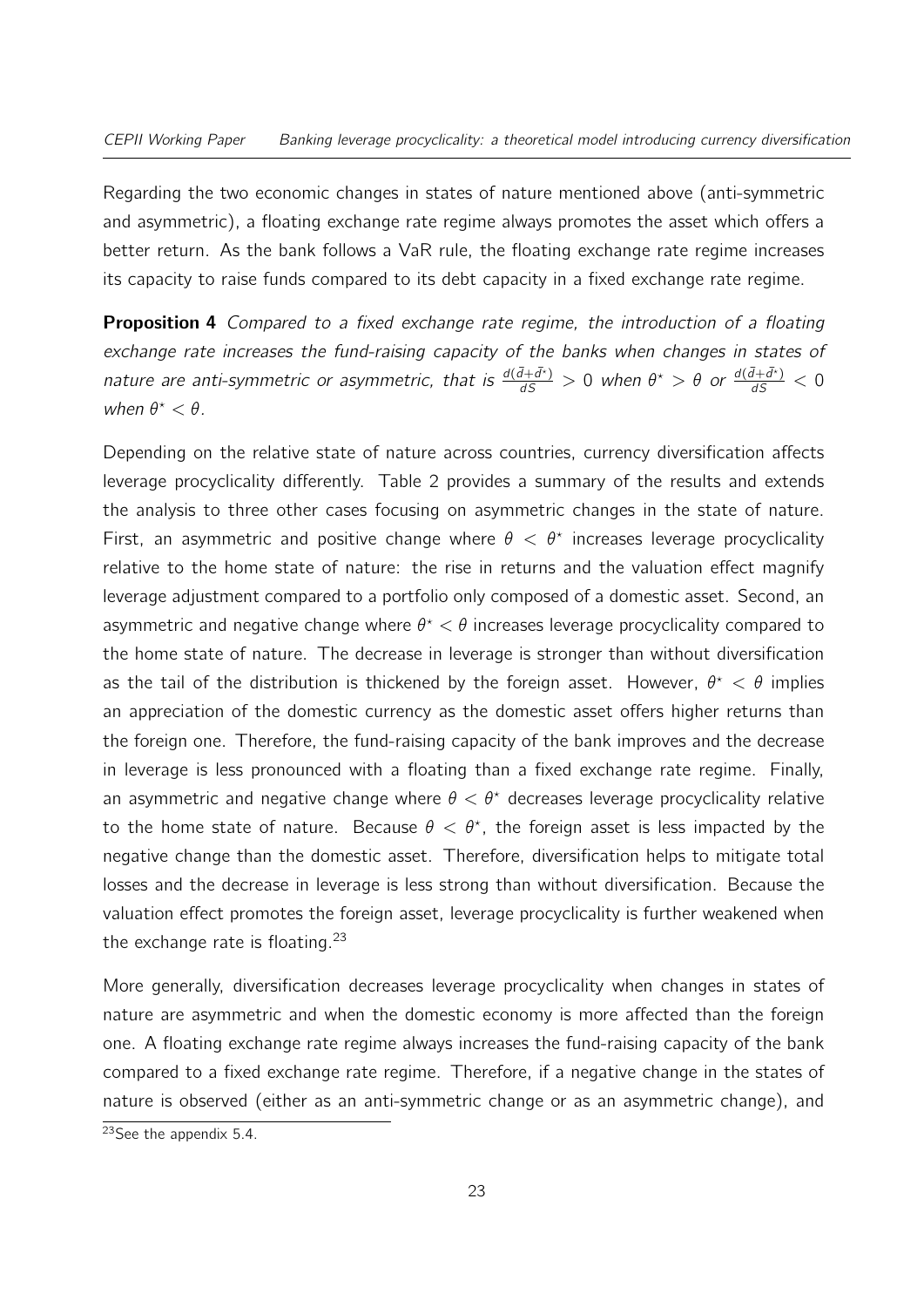Regarding the two economic changes in states of nature mentioned above (anti-symmetric and asymmetric), a floating exchange rate regime always promotes the asset which offers a better return. As the bank follows a VaR rule, the floating exchange rate regime increases its capacity to raise funds compared to its debt capacity in a fixed exchange rate regime.

**Proposition 4** *Compared to a fixed exchange rate regime, the introduction of a floating exchange rate increases the fund-raising capacity of the banks when changes in states of nature are anti-symmetric or asymmetric, that is* $\frac{d(\bar{d}+\bar{d}^{\star})}{dS} > 0$ *when* $\theta^{\star} > \theta$ *or* $\frac{d(\bar{d}+\bar{d}^{\star})}{dS} < 0$ *when* $\theta^{\star} < \theta$*.*

Depending on the relative state of nature across countries, currency diversification affects leverage procyclicality differently. Table 2 provides a summary of the results and extends the analysis to three other cases focusing on asymmetric changes in the state of nature. First, an asymmetric and positive change where $\theta < \theta^{\star}$ increases leverage procyclicality relative to the home state of nature: the rise in returns and the valuation effect magnify leverage adjustment compared to a portfolio only composed of a domestic asset. Second, an asymmetric and negative change where $\theta^{\star} < \theta$ increases leverage procyclicality compared to the home state of nature. The decrease in leverage is stronger than without diversification as the tail of the distribution is thickened by the foreign asset. However, $\theta^{\star} < \theta$ implies an appreciation of the domestic currency as the domestic asset offers higher returns than the foreign one. Therefore, the fund-raising capacity of the bank improves and the decrease in leverage is less pronounced with a floating than a fixed exchange rate regime. Finally, an asymmetric and negative change where $\theta < \theta^{\star}$ decreases leverage procyclicality relative to the home state of nature. Because $\theta < \theta^{\star}$, the foreign asset is less impacted by the negative change than the domestic asset. Therefore, diversification helps to mitigate total losses and the decrease in leverage is less strong than without diversification. Because the valuation effect promotes the foreign asset, leverage procyclicality is further weakened when the exchange rate is floating.[23]

More generally, diversification decreases leverage procyclicality when changes in states of nature are asymmetric and when the domestic economy is more affected than the foreign one. A floating exchange rate regime always increases the fund-raising capacity of the bank compared to a fixed exchange rate regime. Therefore, if a negative change in the states of nature is observed (either as an anti-symmetric change or as an asymmetric change), and

[23] See the appendix 5.4.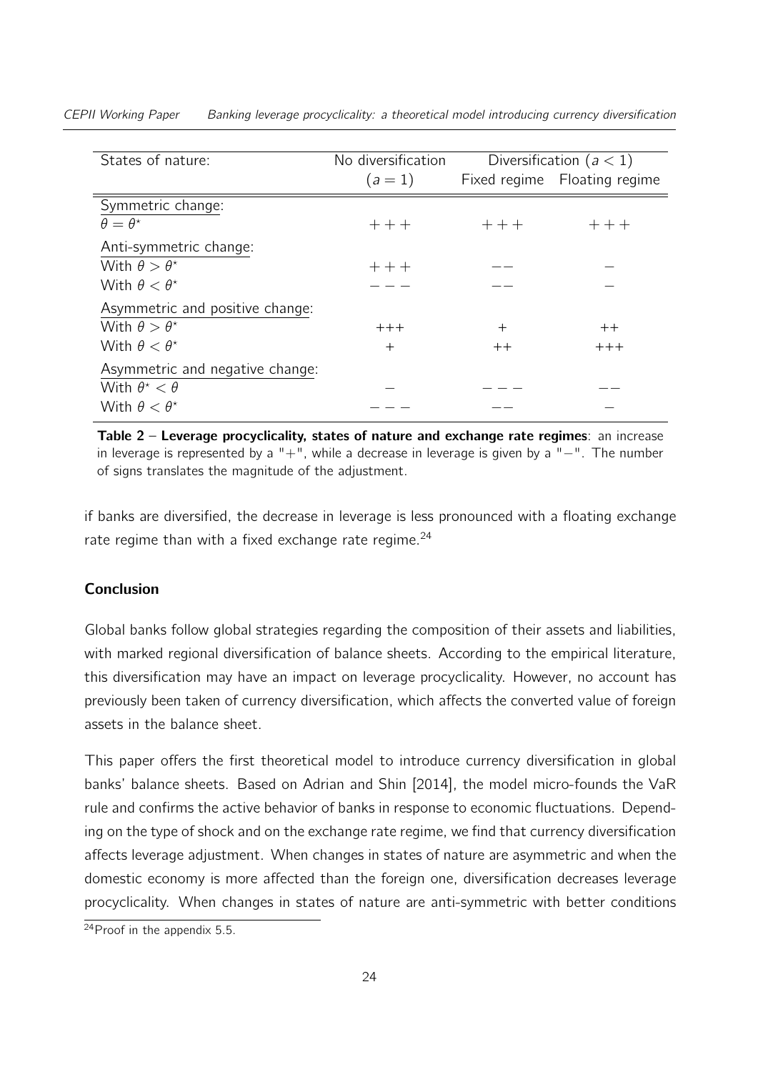| States of nature: | No diversification | Diversification ($a < 1$) | |
|---|---|---|---|
| | ($a = 1$) | Fixed regime | Floating regime |
| Symmetric change: | | | |
| $\theta = \theta^{\star}$ | $+++$ | $+++$ | $+++$ |
| Anti-symmetric change: | | | |
| With $\theta > \theta^{\star}$ | $+++$ | $--$ | $-$ |
| With $\theta < \theta^{\star}$ | $---$ | $--$ | $-$ |
| Asymmetric and positive change: | | | |
| With $\theta > \theta^{\star}$ | $+++$ | $+$ | $++$ |
| With $\theta < \theta^{\star}$ | $+$ | $++$ | $+++$ |
| Asymmetric and negative change: | | | |
| With $\theta^{\star} < \theta$ | $-$ | $---$ | $--$ |
| With $\theta < \theta^{\star}$ | $---$ | $--$ | $-$ |

**Table 2 – Leverage procyclicality, states of nature and exchange rate regimes**: an increase in leverage is represented by a "$+$", while a decrease in leverage is given by a "$-$". The number of signs translates the magnitude of the adjustment.

if banks are diversified, the decrease in leverage is less pronounced with a floating exchange rate regime than with a fixed exchange rate regime.[24]

### Conclusion

Global banks follow global strategies regarding the composition of their assets and liabilities, with marked regional diversification of balance sheets. According to the empirical literature, this diversification may have an impact on leverage procyclicality. However, no account has previously been taken of currency diversification, which affects the converted value of foreign assets in the balance sheet.

This paper offers the first theoretical model to introduce currency diversification in global banks' balance sheets. Based on Adrian and Shin [2014], the model micro-founds the VaR rule and confirms the active behavior of banks in response to economic fluctuations. Depending on the type of shock and on the exchange rate regime, we find that currency diversification affects leverage adjustment. When changes in states of nature are asymmetric and when the domestic economy is more affected than the foreign one, diversification decreases leverage procyclicality. When changes in states of nature are anti-symmetric with better conditions

[24] Proof in the appendix 5.5.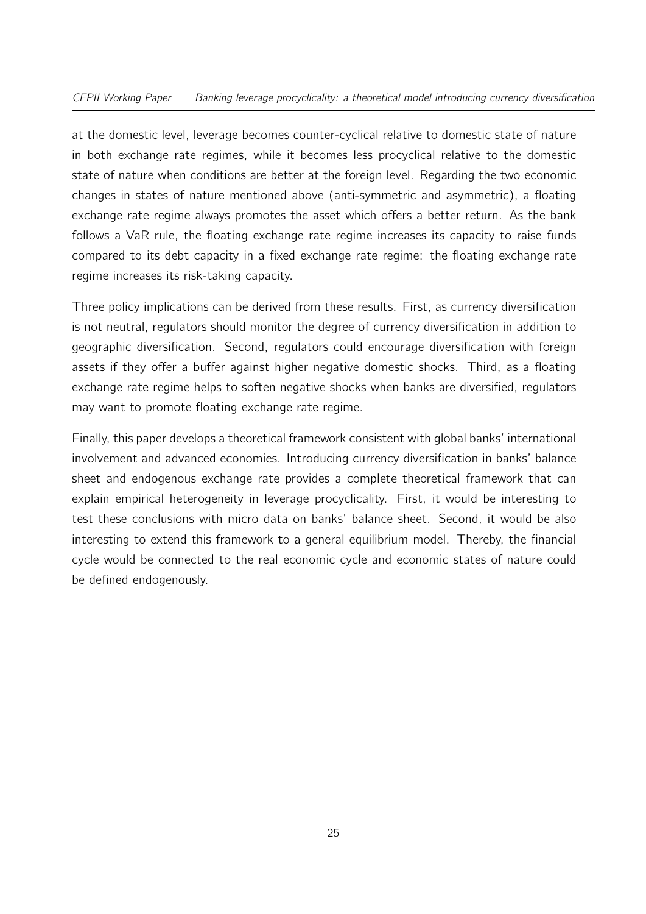at the domestic level, leverage becomes counter-cyclical relative to domestic state of nature in both exchange rate regimes, while it becomes less procyclical relative to the domestic state of nature when conditions are better at the foreign level. Regarding the two economic changes in states of nature mentioned above (anti-symmetric and asymmetric), a floating exchange rate regime always promotes the asset which offers a better return. As the bank follows a VaR rule, the floating exchange rate regime increases its capacity to raise funds compared to its debt capacity in a fixed exchange rate regime: the floating exchange rate regime increases its risk-taking capacity.

Three policy implications can be derived from these results. First, as currency diversification is not neutral, regulators should monitor the degree of currency diversification in addition to geographic diversification. Second, regulators could encourage diversification with foreign assets if they offer a buffer against higher negative domestic shocks. Third, as a floating exchange rate regime helps to soften negative shocks when banks are diversified, regulators may want to promote floating exchange rate regime.

Finally, this paper develops a theoretical framework consistent with global banks' international involvement and advanced economies. Introducing currency diversification in banks' balance sheet and endogenous exchange rate provides a complete theoretical framework that can explain empirical heterogeneity in leverage procyclicality. First, it would be interesting to test these conclusions with micro data on banks' balance sheet. Second, it would be also interesting to extend this framework to a general equilibrium model. Thereby, the financial cycle would be connected to the real economic cycle and economic states of nature could be defined endogenously.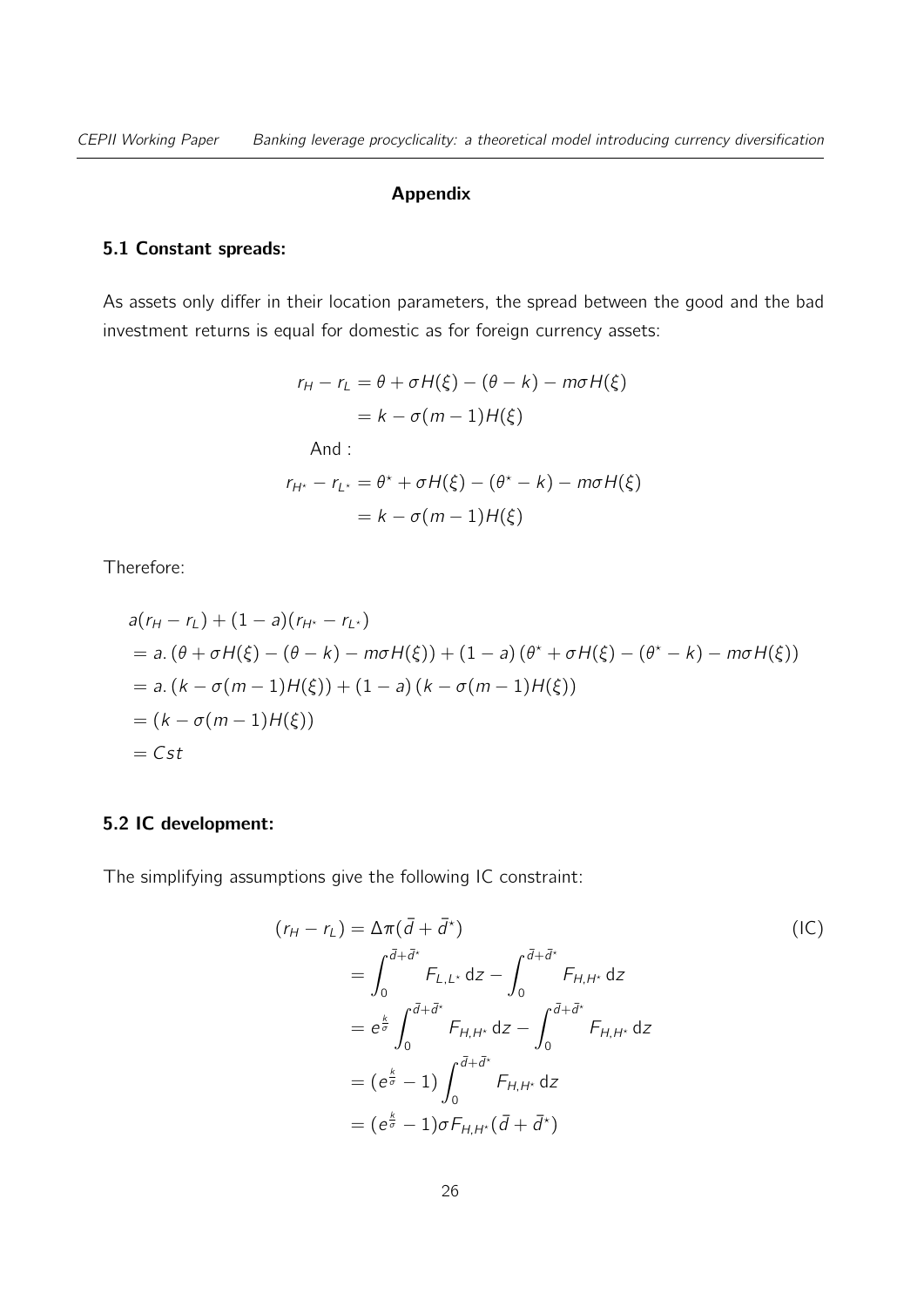## Appendix

### 5.1 Constant spreads:

As assets only differ in their location parameters, the spread between the good and the bad investment returns is equal for domestic as for foreign currency assets:

$$
\begin{aligned}
r_H - r_L &= \theta + \sigma H(\xi) - (\theta - k) - m\sigma H(\xi) \\
&= k - \sigma(m-1)H(\xi) \\
&\text{And :} \\
r_{H^\star} - r_{L^\star} &= \theta^\star + \sigma H(\xi) - (\theta^\star - k) - m\sigma H(\xi) \\
&= k - \sigma(m-1)H(\xi)
\end{aligned}
$$

Therefore:

$$
\begin{aligned}
& a(r_H - r_L) + (1-a)(r_{H^\star} - r_{L^\star}) \\
&= a.\left(\theta + \sigma H(\xi) - (\theta - k) - m\sigma H(\xi)\right) + (1-a)\left(\theta^\star + \sigma H(\xi) - (\theta^\star - k) - m\sigma H(\xi)\right) \\
&= a.\left(k - \sigma(m-1)H(\xi)\right) + (1-a)\left(k - \sigma(m-1)H(\xi)\right) \\
&= \left(k - \sigma(m-1)H(\xi)\right) \\
&= Cst
\end{aligned}
$$

### 5.2 IC development:

The simplifying assumptions give the following IC constraint:

$$
\begin{aligned}
(r_H - r_L) &= \Delta\pi(\bar{d} + \bar{d}^\star) \qquad \text{(IC)} \\
&= \int_0^{\bar{d}+\bar{d}^\star} F_{L,L^\star}\,\mathrm{d}z - \int_0^{\bar{d}+\bar{d}^\star} F_{H,H^\star}\,\mathrm{d}z \\
&= e^{\frac{k}{\sigma}} \int_0^{\bar{d}+\bar{d}^\star} F_{H,H^\star}\,\mathrm{d}z - \int_0^{\bar{d}+\bar{d}^\star} F_{H,H^\star}\,\mathrm{d}z \\
&= (e^{\frac{k}{\sigma}} - 1) \int_0^{\bar{d}+\bar{d}^\star} F_{H,H^\star}\,\mathrm{d}z \\
&= (e^{\frac{k}{\sigma}} - 1)\sigma F_{H,H^\star}(\bar{d} + \bar{d}^\star)
\end{aligned}
$$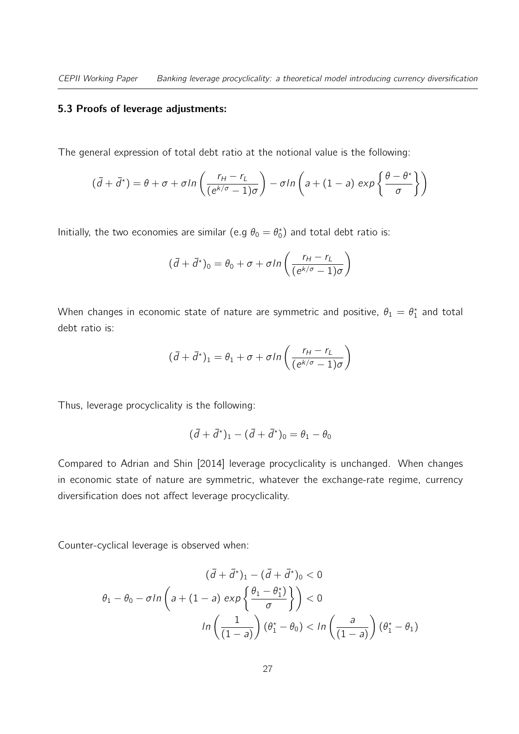### 5.3 Proofs of leverage adjustments:

The general expression of total debt ratio at the notional value is the following:

$$(\bar{d} + \bar{d}^{\star}) = \theta + \sigma + \sigma ln\left(\frac{r_H - r_L}{(e^{k/\sigma} - 1)\sigma}\right) - \sigma ln\left(a + (1-a)\ exp\left\{\frac{\theta - \theta^{\star}}{\sigma}\right\}\right)$$

Initially, the two economies are similar (e.g $\theta_0 = \theta_0^{\star}$) and total debt ratio is:

$$(\bar{d} + \bar{d}^{\star})_0 = \theta_0 + \sigma + \sigma ln\left(\frac{r_H - r_L}{(e^{k/\sigma} - 1)\sigma}\right)$$

When changes in economic state of nature are symmetric and positive, $\theta_1 = \theta_1^{\star}$ and total debt ratio is:

$$(\bar{d} + \bar{d}^{\star})_1 = \theta_1 + \sigma + \sigma ln\left(\frac{r_H - r_L}{(e^{k/\sigma} - 1)\sigma}\right)$$

Thus, leverage procyclicality is the following:

$$(\bar{d} + \bar{d}^{\star})_1 - (\bar{d} + \bar{d}^{\star})_0 = \theta_1 - \theta_0$$

Compared to Adrian and Shin [2014] leverage procyclicality is unchanged. When changes in economic state of nature are symmetric, whatever the exchange-rate regime, currency diversification does not affect leverage procyclicality.

Counter-cyclical leverage is observed when:

$$(\bar{d} + \bar{d}^{\star})_1 - (\bar{d} + \bar{d}^{\star})_0 < 0$$

$$\theta_1 - \theta_0 - \sigma ln\left(a + (1-a)\ exp\left\{\frac{\theta_1 - \theta_1^{\star})}{\sigma}\right\}\right) < 0$$

$$ln\left(\frac{1}{(1-a)}\right)(\theta_1^{\star} - \theta_0) < ln\left(\frac{a}{(1-a)}\right)(\theta_1^{\star} - \theta_1)$$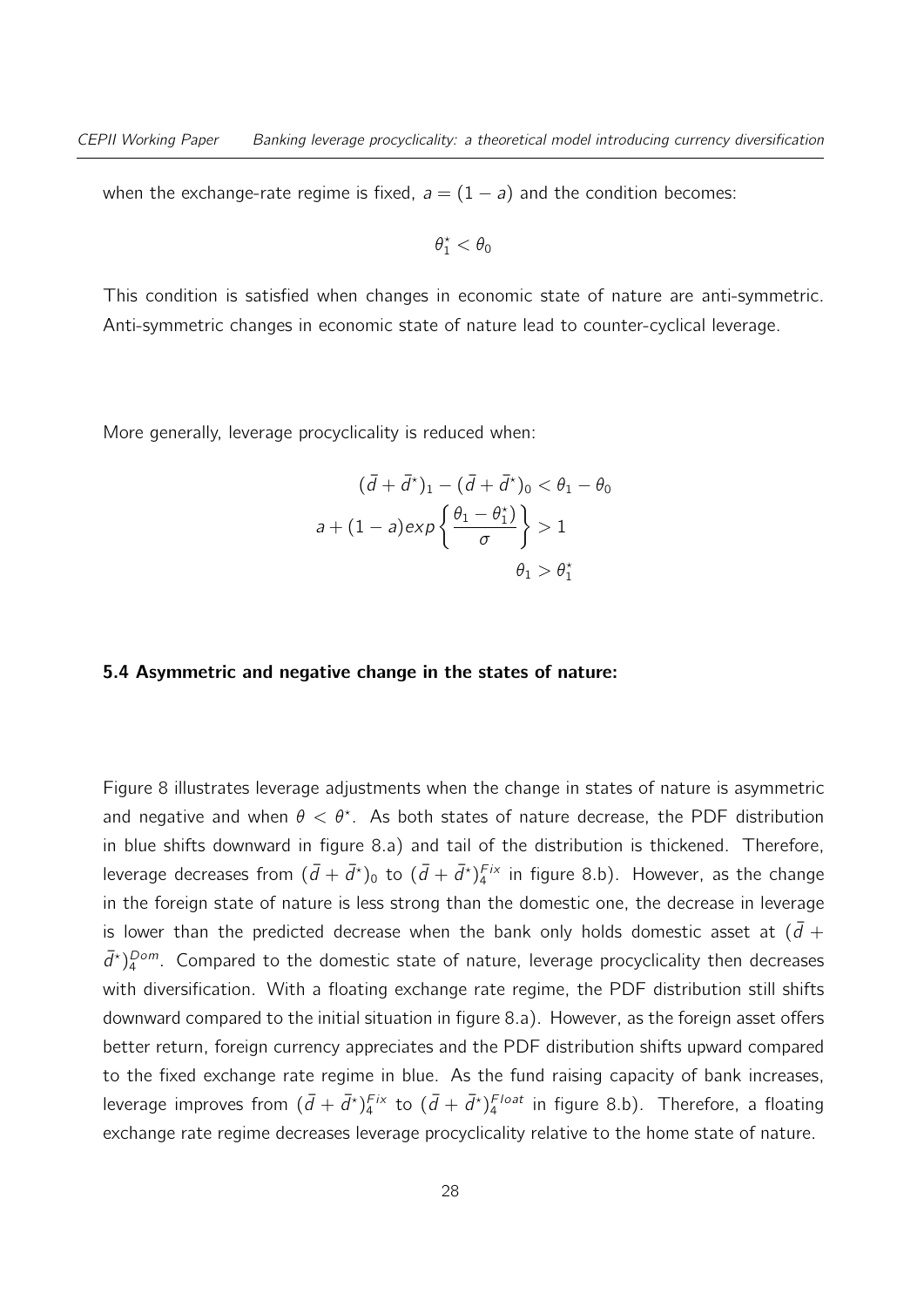when the exchange-rate regime is fixed, $a = (1 - a)$ and the condition becomes:

$$\theta_1^\star < \theta_0$$

This condition is satisfied when changes in economic state of nature are anti-symmetric. Anti-symmetric changes in economic state of nature lead to counter-cyclical leverage.

More generally, leverage procyclicality is reduced when:

$$(\bar{d} + \bar{d}^\star)_1 - (\bar{d} + \bar{d}^\star)_0 < \theta_1 - \theta_0$$

$$a + (1 - a) exp\left\{\frac{\theta_1 - \theta_1^\star)}{\sigma}\right\} > 1$$

$$\theta_1 > \theta_1^\star$$

### 5.4 Asymmetric and negative change in the states of nature:

Figure 8 illustrates leverage adjustments when the change in states of nature is asymmetric and negative and when $\theta < \theta^\star$. As both states of nature decrease, the PDF distribution in blue shifts downward in figure 8.a) and tail of the distribution is thickened. Therefore, leverage decreases from $(\bar{d} + \bar{d}^\star)_0$ to $(\bar{d} + \bar{d}^\star)_4^{Fix}$ in figure 8.b). However, as the change in the foreign state of nature is less strong than the domestic one, the decrease in leverage is lower than the predicted decrease when the bank only holds domestic asset at $(\bar{d} + \bar{d}^\star)_4^{Dom}$. Compared to the domestic state of nature, leverage procyclicality then decreases with diversification. With a floating exchange rate regime, the PDF distribution still shifts downward compared to the initial situation in figure 8.a). However, as the foreign asset offers better return, foreign currency appreciates and the PDF distribution shifts upward compared to the fixed exchange rate regime in blue. As the fund raising capacity of bank increases, leverage improves from $(\bar{d} + \bar{d}^\star)_4^{Fix}$ to $(\bar{d} + \bar{d}^\star)_4^{Float}$ in figure 8.b). Therefore, a floating exchange rate regime decreases leverage procyclicality relative to the home state of nature.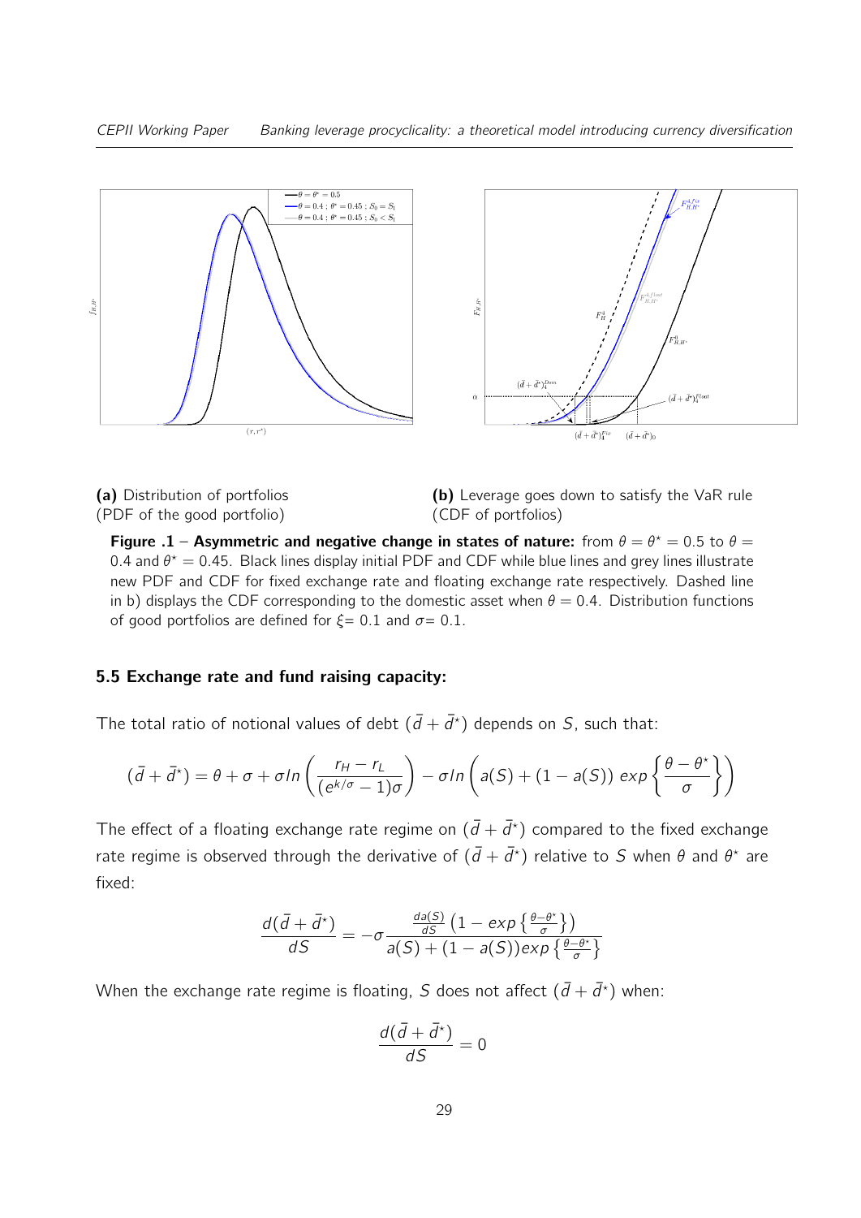$\theta = \theta^* = 0.5$

$\theta = 0.4$ ; $\theta^* = 0.45$ ; $S_0 = S_1$

$\theta = 0.4$ ; $\theta^* = 0.45$ ; $S_0 < S_1$

$f_{H,H^*}$

$(r, r^*)$

$F_{H,H^*}$

$F^{1,Fix}_{H,H^*}$

$F^{1,float}_{H,H^*}$

$F^1_H$

$F^0_{H,H^*}$

$(\bar{d} + \bar{d}^*)^{Dom}_1$

$(\bar{d} + \bar{d}^*)^{Float}_1$

$\alpha$

$(\bar{d} + \bar{d}^*)^{Fix}_1$

$(\bar{d} + \bar{d}^*)_0$

**(a)** Distribution of portfolios (PDF of the good portfolio)

**(b)** Leverage goes down to satisfy the VaR rule (CDF of portfolios)

**Figure .1 – Asymmetric and negative change in states of nature:** from $\theta = \theta^* = 0.5$ to $\theta = 0.4$ and $\theta^* = 0.45$. Black lines display initial PDF and CDF while blue lines and grey lines illustrate new PDF and CDF for fixed exchange rate and floating exchange rate respectively. Dashed line in b) displays the CDF corresponding to the domestic asset when $\theta = 0.4$. Distribution functions of good portfolios are defined for $\xi = 0.1$ and $\sigma = 0.1$.

### 5.5 Exchange rate and fund raising capacity:

The total ratio of notional values of debt $(\bar{d} + \bar{d}^*)$ depends on $S$, such that:

$$(\bar{d} + \bar{d}^*) = \theta + \sigma + \sigma ln\left(\frac{r_H - r_L}{(e^{k/\sigma} - 1)\sigma}\right) - \sigma ln\left(a(S) + (1 - a(S))\ exp\left\{\frac{\theta - \theta^*}{\sigma}\right\}\right)$$

The effect of a floating exchange rate regime on $(\bar{d} + \bar{d}^*)$ compared to the fixed exchange rate regime is observed through the derivative of $(\bar{d} + \bar{d}^*)$ relative to $S$ when $\theta$ and $\theta^*$ are fixed:

$$\frac{d(\bar{d} + \bar{d}^*)}{dS} = -\sigma \frac{\frac{da(S)}{dS}\left(1 - exp\left\{\frac{\theta - \theta^*}{\sigma}\right\}\right)}{a(S) + (1 - a(S))exp\left\{\frac{\theta - \theta^*}{\sigma}\right\}}$$

When the exchange rate regime is floating, $S$ does not affect $(\bar{d} + \bar{d}^*)$ when:

$$\frac{d(\bar{d} + \bar{d}^*)}{dS} = 0$$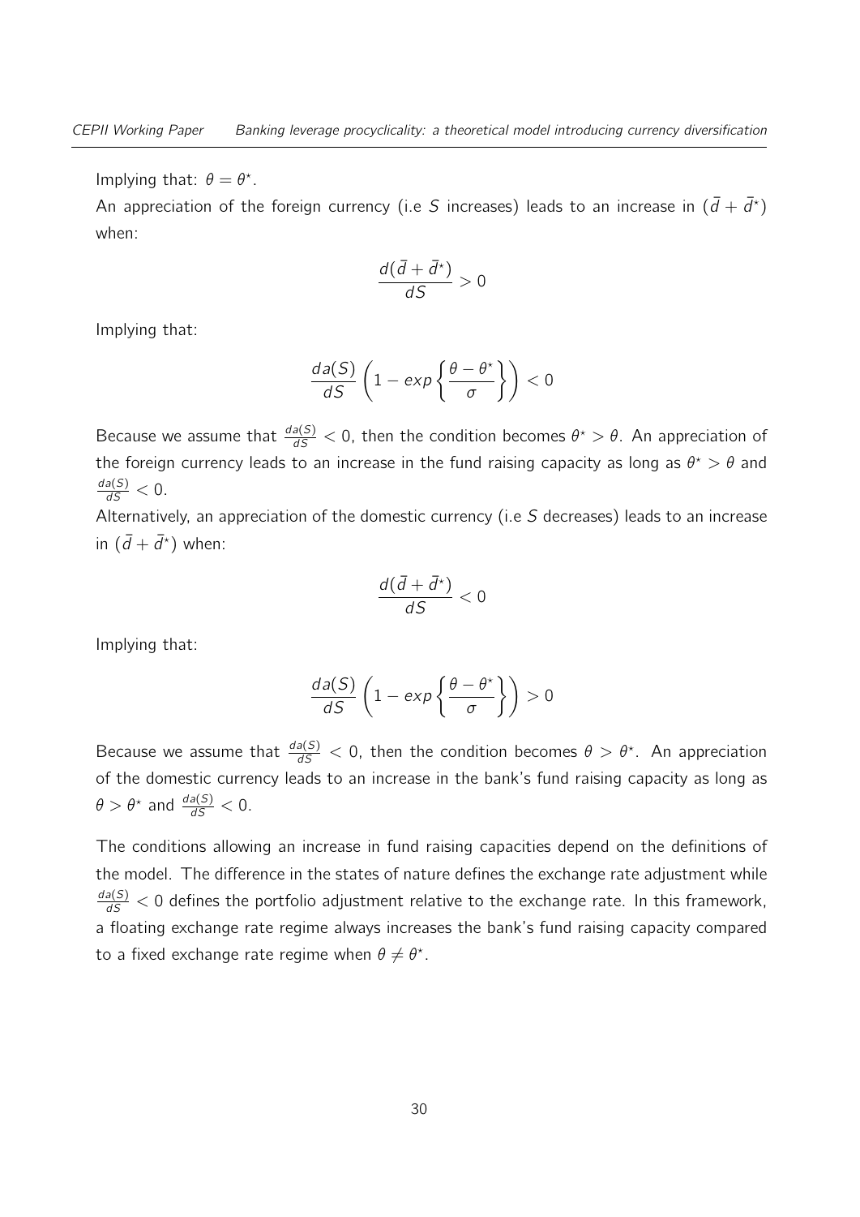Implying that: $\theta = \theta^\star$.

An appreciation of the foreign currency (i.e $S$ increases) leads to an increase in $(\bar{d} + \bar{d}^\star)$ when:

$$\frac{d(\bar{d} + \bar{d}^\star)}{dS} > 0$$

Implying that:

$$\frac{da(S)}{dS}\left(1 - exp\left\{\frac{\theta - \theta^\star}{\sigma}\right\}\right) < 0$$

Because we assume that $\frac{da(S)}{dS} < 0$, then the condition becomes $\theta^\star > \theta$. An appreciation of the foreign currency leads to an increase in the fund raising capacity as long as $\theta^\star > \theta$ and $\frac{da(S)}{dS} < 0$.

Alternatively, an appreciation of the domestic currency (i.e $S$ decreases) leads to an increase in $(\bar{d} + \bar{d}^\star)$ when:

$$\frac{d(\bar{d} + \bar{d}^\star)}{dS} < 0$$

Implying that:

$$\frac{da(S)}{dS}\left(1 - exp\left\{\frac{\theta - \theta^\star}{\sigma}\right\}\right) > 0$$

Because we assume that $\frac{da(S)}{dS} < 0$, then the condition becomes $\theta > \theta^\star$. An appreciation of the domestic currency leads to an increase in the bank's fund raising capacity as long as $\theta > \theta^\star$ and $\frac{da(S)}{dS} < 0$.

The conditions allowing an increase in fund raising capacities depend on the definitions of the model. The difference in the states of nature defines the exchange rate adjustment while $\frac{da(S)}{dS} < 0$ defines the portfolio adjustment relative to the exchange rate. In this framework, a floating exchange rate regime always increases the bank's fund raising capacity compared to a fixed exchange rate regime when $\theta \neq \theta^\star$.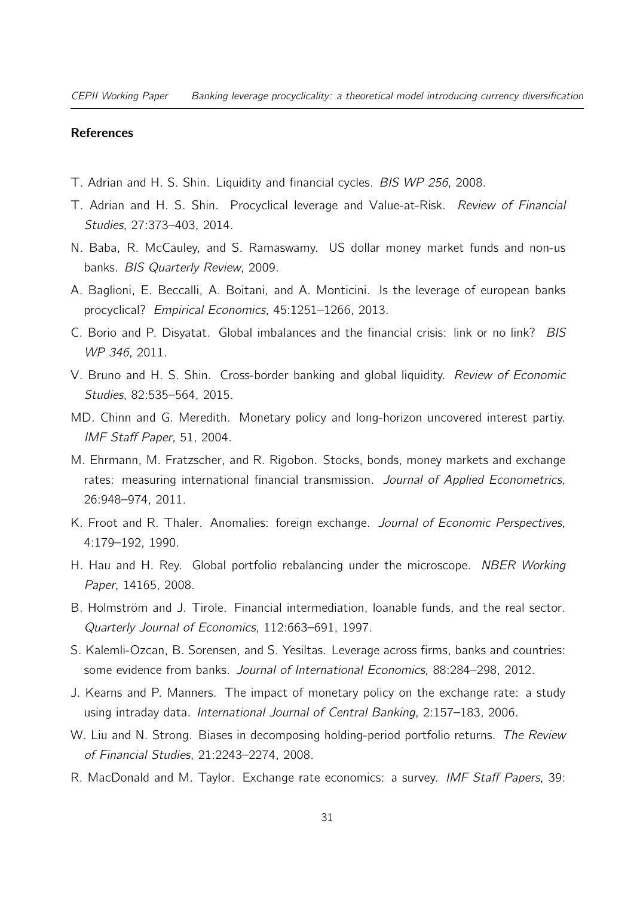## References

T. Adrian and H. S. Shin. Liquidity and financial cycles. *BIS WP 256*, 2008.

T. Adrian and H. S. Shin. Procyclical leverage and Value-at-Risk. *Review of Financial Studies*, 27:373–403, 2014.

N. Baba, R. McCauley, and S. Ramaswamy. US dollar money market funds and non-us banks. *BIS Quarterly Review*, 2009.

A. Baglioni, E. Beccalli, A. Boitani, and A. Monticini. Is the leverage of european banks procyclical? *Empirical Economics*, 45:1251–1266, 2013.

C. Borio and P. Disyatat. Global imbalances and the financial crisis: link or no link? *BIS WP 346*, 2011.

V. Bruno and H. S. Shin. Cross-border banking and global liquidity. *Review of Economic Studies*, 82:535–564, 2015.

MD. Chinn and G. Meredith. Monetary policy and long-horizon uncovered interest partiy. *IMF Staff Paper*, 51, 2004.

M. Ehrmann, M. Fratzscher, and R. Rigobon. Stocks, bonds, money markets and exchange rates: measuring international financial transmission. *Journal of Applied Econometrics*, 26:948–974, 2011.

K. Froot and R. Thaler. Anomalies: foreign exchange. *Journal of Economic Perspectives*, 4:179–192, 1990.

H. Hau and H. Rey. Global portfolio rebalancing under the microscope. *NBER Working Paper*, 14165, 2008.

B. Holmström and J. Tirole. Financial intermediation, loanable funds, and the real sector. *Quarterly Journal of Economics*, 112:663–691, 1997.

S. Kalemli-Ozcan, B. Sorensen, and S. Yesiltas. Leverage across firms, banks and countries: some evidence from banks. *Journal of International Economics*, 88:284–298, 2012.

J. Kearns and P. Manners. The impact of monetary policy on the exchange rate: a study using intraday data. *International Journal of Central Banking*, 2:157–183, 2006.

W. Liu and N. Strong. Biases in decomposing holding-period portfolio returns. *The Review of Financial Studies*, 21:2243–2274, 2008.

R. MacDonald and M. Taylor. Exchange rate economics: a survey. *IMF Staff Papers*, 39: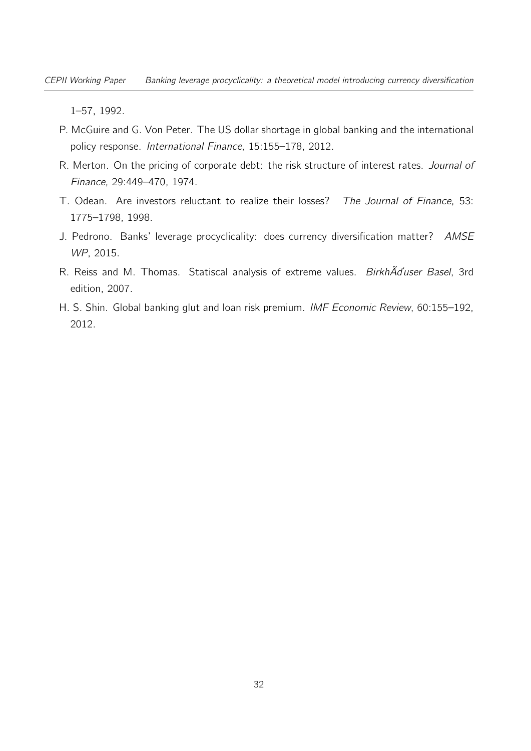1–57, 1992.

P. McGuire and G. Von Peter. The US dollar shortage in global banking and the international policy response. *International Finance*, 15:155–178, 2012.

R. Merton. On the pricing of corporate debt: the risk structure of interest rates. *Journal of Finance*, 29:449–470, 1974.

T. Odean. Are investors reluctant to realize their losses? *The Journal of Finance*, 53: 1775–1798, 1998.

J. Pedrono. Banks' leverage procyclicality: does currency diversification matter? *AMSE WP*, 2015.

R. Reiss and M. Thomas. Statiscal analysis of extreme values. *BirkhÃďuser Basel*, 3rd edition, 2007.

H. S. Shin. Global banking glut and loan risk premium. *IMF Economic Review*, 60:155–192, 2012.